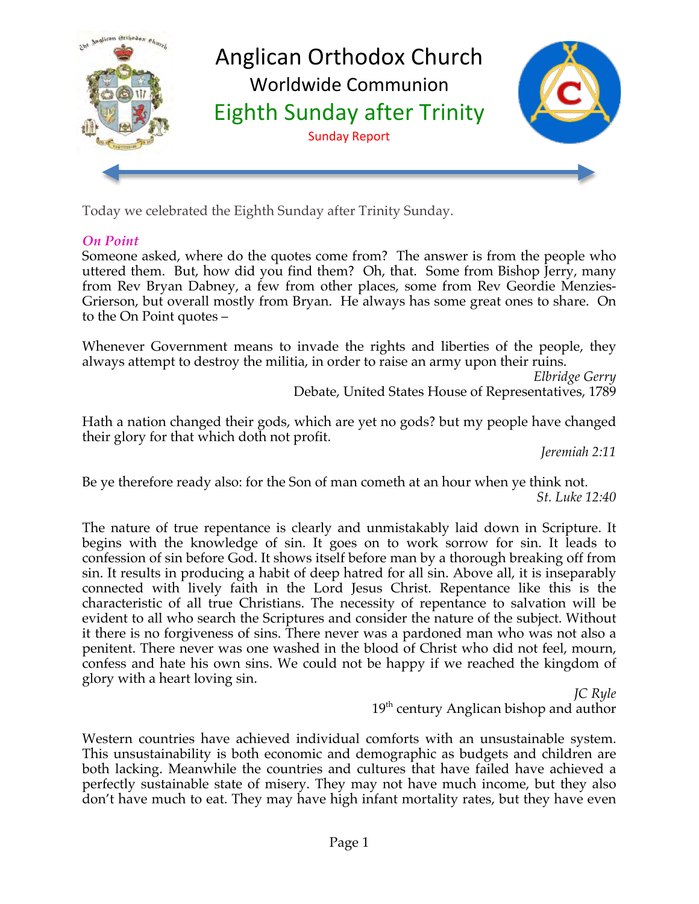# Anglican Orthodox Church

## Worldwide Communion

## Eighth Sunday after Trinity

Sunday Report

Today we celebrated the Eighth Sunday after Trinity Sunday.

### *On Point*

Someone asked, where do the quotes come from? The answer is from the people who uttered them. But, how did you find them? Oh, that. Some from Bishop Jerry, many from Rev Bryan Dabney, a few from other places, some from Rev Geordie Menzies-Grierson, but overall mostly from Bryan. He always has some great ones to share. On to the On Point quotes –

Whenever Government means to invade the rights and liberties of the people, they always attempt to destroy the militia, in order to raise an army upon their ruins.

*Elbridge Gerry*
Debate, United States House of Representatives, 1789

Hath a nation changed their gods, which are yet no gods? but my people have changed their glory for that which doth not profit.

*Jeremiah 2:11*

Be ye therefore ready also: for the Son of man cometh at an hour when ye think not.

*St. Luke 12:40*

The nature of true repentance is clearly and unmistakably laid down in Scripture. It begins with the knowledge of sin. It goes on to work sorrow for sin. It leads to confession of sin before God. It shows itself before man by a thorough breaking off from sin. It results in producing a habit of deep hatred for all sin. Above all, it is inseparably connected with lively faith in the Lord Jesus Christ. Repentance like this is the characteristic of all true Christians. The necessity of repentance to salvation will be evident to all who search the Scriptures and consider the nature of the subject. Without it there is no forgiveness of sins. There never was a pardoned man who was not also a penitent. There never was one washed in the blood of Christ who did not feel, mourn, confess and hate his own sins. We could not be happy if we reached the kingdom of glory with a heart loving sin.

*JC Ryle*
19th century Anglican bishop and author

Western countries have achieved individual comforts with an unsustainable system. This unsustainability is both economic and demographic as budgets and children are both lacking. Meanwhile the countries and cultures that have failed have achieved a perfectly sustainable state of misery. They may not have much income, but they also don't have much to eat. They may have high infant mortality rates, but they have even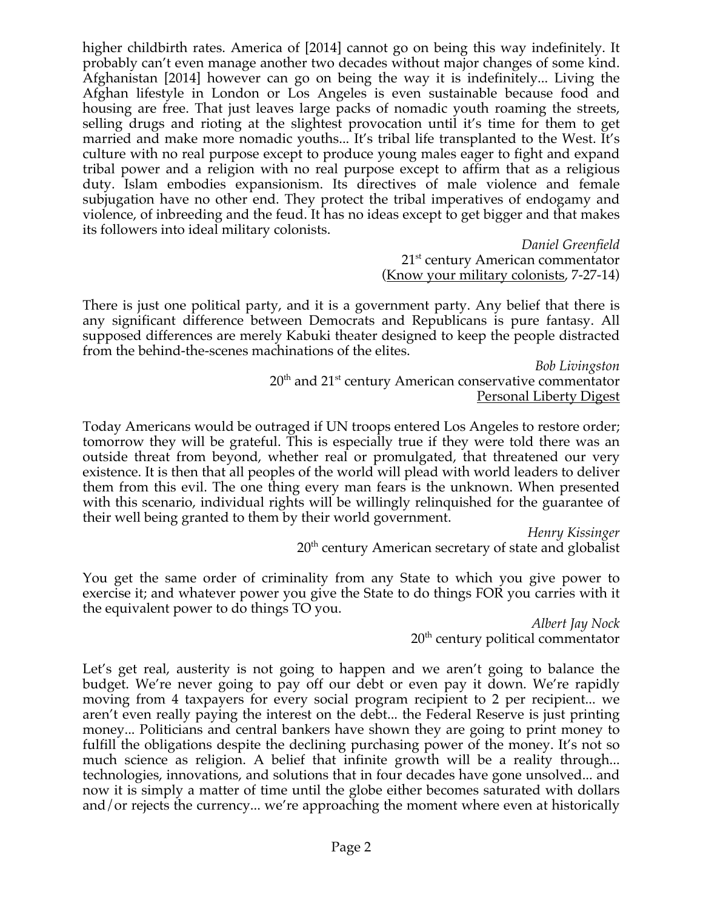higher childbirth rates. America of [2014] cannot go on being this way indefinitely. It probably can't even manage another two decades without major changes of some kind. Afghanistan [2014] however can go on being the way it is indefinitely... Living the Afghan lifestyle in London or Los Angeles is even sustainable because food and housing are free. That just leaves large packs of nomadic youth roaming the streets, selling drugs and rioting at the slightest provocation until it's time for them to get married and make more nomadic youths... It's tribal life transplanted to the West. It's culture with no real purpose except to produce young males eager to fight and expand tribal power and a religion with no real purpose except to affirm that as a religious duty. Islam embodies expansionism. Its directives of male violence and female subjugation have no other end. They protect the tribal imperatives of endogamy and violence, of inbreeding and the feud. It has no ideas except to get bigger and that makes its followers into ideal military colonists.

*Daniel Greenfield*
21st century American commentator
(Know your military colonists, 7-27-14)

There is just one political party, and it is a government party. Any belief that there is any significant difference between Democrats and Republicans is pure fantasy. All supposed differences are merely Kabuki theater designed to keep the people distracted from the behind-the-scenes machinations of the elites.

*Bob Livingston*
20th and 21st century American conservative commentator
Personal Liberty Digest

Today Americans would be outraged if UN troops entered Los Angeles to restore order; tomorrow they will be grateful. This is especially true if they were told there was an outside threat from beyond, whether real or promulgated, that threatened our very existence. It is then that all peoples of the world will plead with world leaders to deliver them from this evil. The one thing every man fears is the unknown. When presented with this scenario, individual rights will be willingly relinquished for the guarantee of their well being granted to them by their world government.

*Henry Kissinger*
20th century American secretary of state and globalist

You get the same order of criminality from any State to which you give power to exercise it; and whatever power you give the State to do things FOR you carries with it the equivalent power to do things TO you.

*Albert Jay Nock*
20th century political commentator

Let's get real, austerity is not going to happen and we aren't going to balance the budget. We're never going to pay off our debt or even pay it down. We're rapidly moving from 4 taxpayers for every social program recipient to 2 per recipient... we aren't even really paying the interest on the debt... the Federal Reserve is just printing money... Politicians and central bankers have shown they are going to print money to fulfill the obligations despite the declining purchasing power of the money. It's not so much science as religion. A belief that infinite growth will be a reality through... technologies, innovations, and solutions that in four decades have gone unsolved... and now it is simply a matter of time until the globe either becomes saturated with dollars and/or rejects the currency... we're approaching the moment where even at historically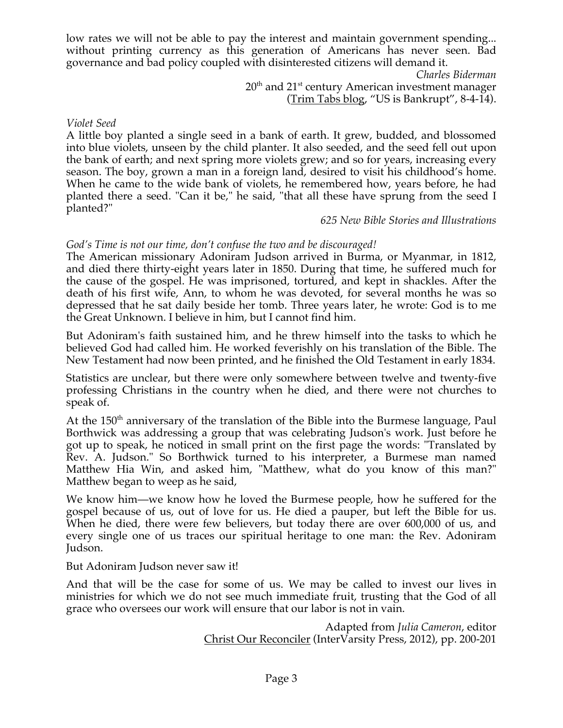low rates we will not be able to pay the interest and maintain government spending... without printing currency as this generation of Americans has never seen. Bad governance and bad policy coupled with disinterested citizens will demand it.

*Charles Biderman*
20th and 21st century American investment manager
(Trim Tabs blog, "US is Bankrupt", 8-4-14).

*Violet Seed*

A little boy planted a single seed in a bank of earth. It grew, budded, and blossomed into blue violets, unseen by the child planter. It also seeded, and the seed fell out upon the bank of earth; and next spring more violets grew; and so for years, increasing every season. The boy, grown a man in a foreign land, desired to visit his childhood's home. When he came to the wide bank of violets, he remembered how, years before, he had planted there a seed. "Can it be," he said, "that all these have sprung from the seed I planted?"

*625 New Bible Stories and Illustrations*

*God's Time is not our time, don't confuse the two and be discouraged!*

The American missionary Adoniram Judson arrived in Burma, or Myanmar, in 1812, and died there thirty-eight years later in 1850. During that time, he suffered much for the cause of the gospel. He was imprisoned, tortured, and kept in shackles. After the death of his first wife, Ann, to whom he was devoted, for several months he was so depressed that he sat daily beside her tomb. Three years later, he wrote: God is to me the Great Unknown. I believe in him, but I cannot find him.

But Adoniram's faith sustained him, and he threw himself into the tasks to which he believed God had called him. He worked feverishly on his translation of the Bible. The New Testament had now been printed, and he finished the Old Testament in early 1834.

Statistics are unclear, but there were only somewhere between twelve and twenty-five professing Christians in the country when he died, and there were not churches to speak of.

At the 150th anniversary of the translation of the Bible into the Burmese language, Paul Borthwick was addressing a group that was celebrating Judson's work. Just before he got up to speak, he noticed in small print on the first page the words: "Translated by Rev. A. Judson." So Borthwick turned to his interpreter, a Burmese man named Matthew Hia Win, and asked him, "Matthew, what do you know of this man?" Matthew began to weep as he said,

We know him—we know how he loved the Burmese people, how he suffered for the gospel because of us, out of love for us. He died a pauper, but left the Bible for us. When he died, there were few believers, but today there are over 600,000 of us, and every single one of us traces our spiritual heritage to one man: the Rev. Adoniram Judson.

But Adoniram Judson never saw it!

And that will be the case for some of us. We may be called to invest our lives in ministries for which we do not see much immediate fruit, trusting that the God of all grace who oversees our work will ensure that our labor is not in vain.

Adapted from *Julia Cameron*, editor
Christ Our Reconciler (InterVarsity Press, 2012), pp. 200-201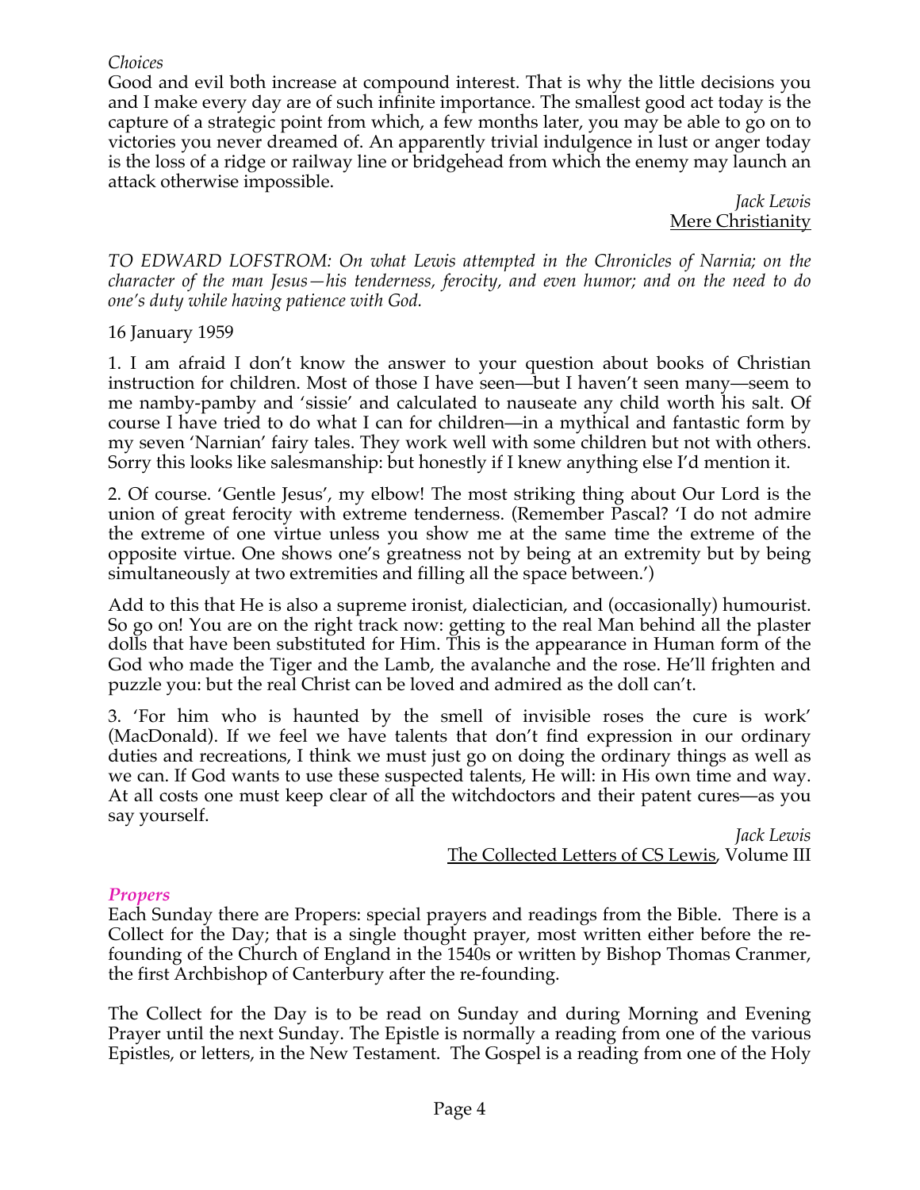*Choices*

Good and evil both increase at compound interest. That is why the little decisions you and I make every day are of such infinite importance. The smallest good act today is the capture of a strategic point from which, a few months later, you may be able to go on to victories you never dreamed of. An apparently trivial indulgence in lust or anger today is the loss of a ridge or railway line or bridgehead from which the enemy may launch an attack otherwise impossible.

*Jack Lewis*
Mere Christianity

*TO EDWARD LOFSTROM: On what Lewis attempted in the Chronicles of Narnia; on the character of the man Jesus—his tenderness, ferocity, and even humor; and on the need to do one's duty while having patience with God.*

16 January 1959

1. I am afraid I don't know the answer to your question about books of Christian instruction for children. Most of those I have seen—but I haven't seen many—seem to me namby-pamby and 'sissie' and calculated to nauseate any child worth his salt. Of course I have tried to do what I can for children—in a mythical and fantastic form by my seven 'Narnian' fairy tales. They work well with some children but not with others. Sorry this looks like salesmanship: but honestly if I knew anything else I'd mention it.

2. Of course. 'Gentle Jesus', my elbow! The most striking thing about Our Lord is the union of great ferocity with extreme tenderness. (Remember Pascal? 'I do not admire the extreme of one virtue unless you show me at the same time the extreme of the opposite virtue. One shows one's greatness not by being at an extremity but by being simultaneously at two extremities and filling all the space between.')

Add to this that He is also a supreme ironist, dialectician, and (occasionally) humourist. So go on! You are on the right track now: getting to the real Man behind all the plaster dolls that have been substituted for Him. This is the appearance in Human form of the God who made the Tiger and the Lamb, the avalanche and the rose. He'll frighten and puzzle you: but the real Christ can be loved and admired as the doll can't.

3. 'For him who is haunted by the smell of invisible roses the cure is work' (MacDonald). If we feel we have talents that don't find expression in our ordinary duties and recreations, I think we must just go on doing the ordinary things as well as we can. If God wants to use these suspected talents, He will: in His own time and way. At all costs one must keep clear of all the witchdoctors and their patent cures—as you say yourself.

*Jack Lewis*
The Collected Letters of CS Lewis, Volume III

## *Propers*

Each Sunday there are Propers: special prayers and readings from the Bible. There is a Collect for the Day; that is a single thought prayer, most written either before the re-founding of the Church of England in the 1540s or written by Bishop Thomas Cranmer, the first Archbishop of Canterbury after the re-founding.

The Collect for the Day is to be read on Sunday and during Morning and Evening Prayer until the next Sunday. The Epistle is normally a reading from one of the various Epistles, or letters, in the New Testament. The Gospel is a reading from one of the Holy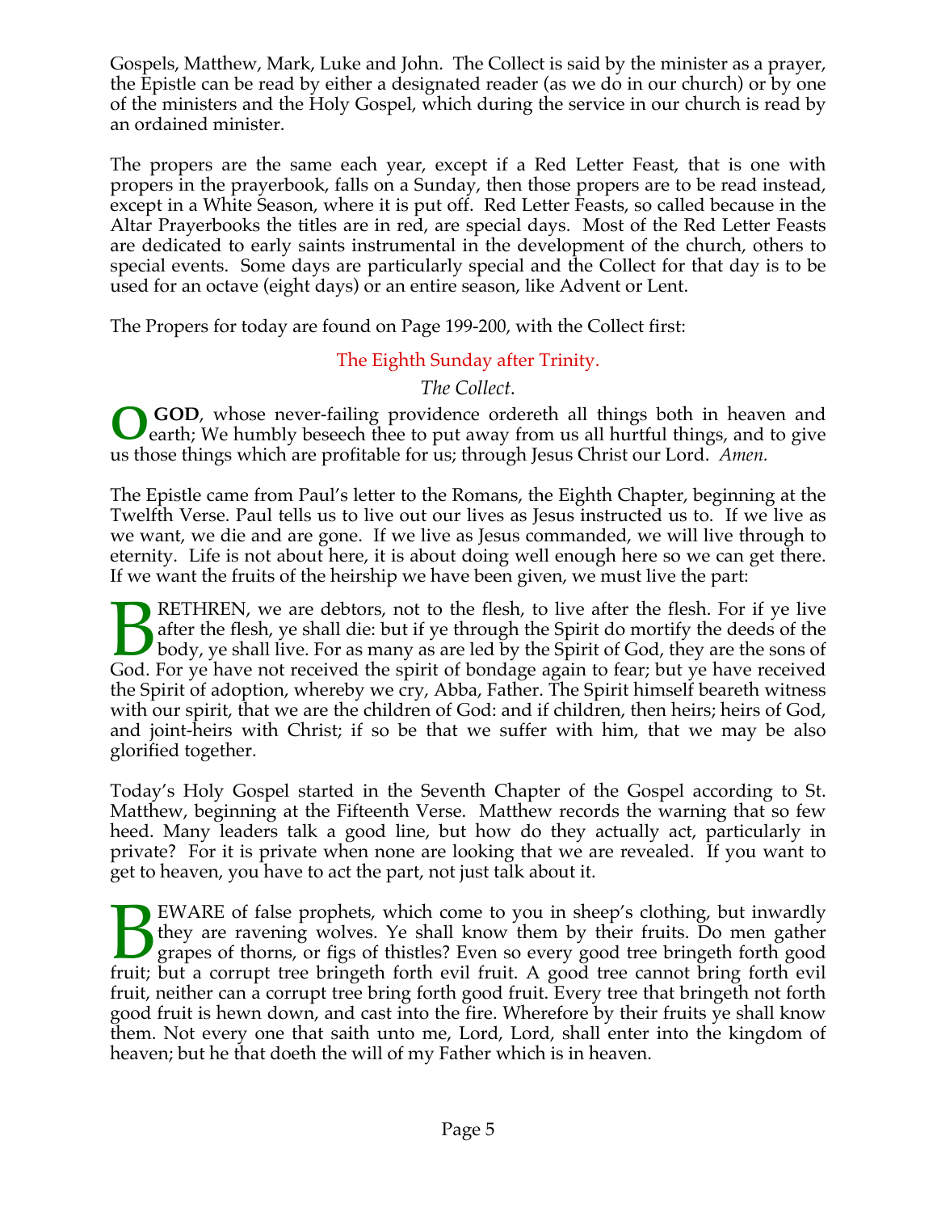Gospels, Matthew, Mark, Luke and John. The Collect is said by the minister as a prayer, the Epistle can be read by either a designated reader (as we do in our church) or by one of the ministers and the Holy Gospel, which during the service in our church is read by an ordained minister.

The propers are the same each year, except if a Red Letter Feast, that is one with propers in the prayerbook, falls on a Sunday, then those propers are to be read instead, except in a White Season, where it is put off. Red Letter Feasts, so called because in the Altar Prayerbooks the titles are in red, are special days. Most of the Red Letter Feasts are dedicated to early saints instrumental in the development of the church, others to special events. Some days are particularly special and the Collect for that day is to be used for an octave (eight days) or an entire season, like Advent or Lent.

The Propers for today are found on Page 199-200, with the Collect first:

## The Eighth Sunday after Trinity.

*The Collect.*

**O GOD**, whose never-failing providence ordereth all things both in heaven and earth; We humbly beseech thee to put away from us all hurtful things, and to give us those things which are profitable for us; through Jesus Christ our Lord. *Amen.*

The Epistle came from Paul's letter to the Romans, the Eighth Chapter, beginning at the Twelfth Verse. Paul tells us to live out our lives as Jesus instructed us to. If we live as we want, we die and are gone. If we live as Jesus commanded, we will live through to eternity. Life is not about here, it is about doing well enough here so we can get there. If we want the fruits of the heirship we have been given, we must live the part:

BRETHREN, we are debtors, not to the flesh, to live after the flesh. For if ye live after the flesh, ye shall die: but if ye through the Spirit do mortify the deeds of the body, ye shall live. For as many as are led by the Spirit of God, they are the sons of God. For ye have not received the spirit of bondage again to fear; but ye have received the Spirit of adoption, whereby we cry, Abba, Father. The Spirit himself beareth witness with our spirit, that we are the children of God: and if children, then heirs; heirs of God, and joint-heirs with Christ; if so be that we suffer with him, that we may be also glorified together.

Today's Holy Gospel started in the Seventh Chapter of the Gospel according to St. Matthew, beginning at the Fifteenth Verse. Matthew records the warning that so few heed. Many leaders talk a good line, but how do they actually act, particularly in private? For it is private when none are looking that we are revealed. If you want to get to heaven, you have to act the part, not just talk about it.

BEWARE of false prophets, which come to you in sheep's clothing, but inwardly they are ravening wolves. Ye shall know them by their fruits. Do men gather grapes of thorns, or figs of thistles? Even so every good tree bringeth forth good fruit; but a corrupt tree bringeth forth evil fruit. A good tree cannot bring forth evil fruit, neither can a corrupt tree bring forth good fruit. Every tree that bringeth not forth good fruit is hewn down, and cast into the fire. Wherefore by their fruits ye shall know them. Not every one that saith unto me, Lord, Lord, shall enter into the kingdom of heaven; but he that doeth the will of my Father which is in heaven.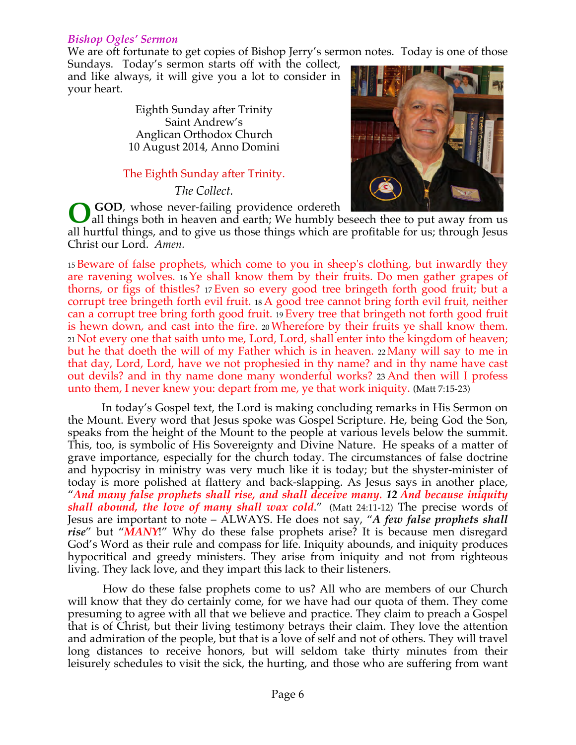### *Bishop Ogles' Sermon*

We are oft fortunate to get copies of Bishop Jerry's sermon notes. Today is one of those Sundays. Today's sermon starts off with the collect, and like always, it will give you a lot to consider in your heart.

Eighth Sunday after Trinity
Saint Andrew's
Anglican Orthodox Church
10 August 2014, Anno Domini

The Eighth Sunday after Trinity.

*The Collect.*

**O GOD**, whose never-failing providence ordereth all things both in heaven and earth; We humbly beseech thee to put away from us all hurtful things, and to give us those things which are profitable for us; through Jesus Christ our Lord. *Amen.*

15 Beware of false prophets, which come to you in sheep's clothing, but inwardly they are ravening wolves. 16 Ye shall know them by their fruits. Do men gather grapes of thorns, or figs of thistles? 17 Even so every good tree bringeth forth good fruit; but a corrupt tree bringeth forth evil fruit. 18 A good tree cannot bring forth evil fruit, neither can a corrupt tree bring forth good fruit. 19 Every tree that bringeth not forth good fruit is hewn down, and cast into the fire. 20 Wherefore by their fruits ye shall know them. 21 Not every one that saith unto me, Lord, Lord, shall enter into the kingdom of heaven; but he that doeth the will of my Father which is in heaven. 22 Many will say to me in that day, Lord, Lord, have we not prophesied in thy name? and in thy name have cast out devils? and in thy name done many wonderful works? 23 And then will I profess unto them, I never knew you: depart from me, ye that work iniquity. (Matt 7:15-23)

In today's Gospel text, the Lord is making concluding remarks in His Sermon on the Mount. Every word that Jesus spoke was Gospel Scripture. He, being God the Son, speaks from the height of the Mount to the people at various levels below the summit. This, too, is symbolic of His Sovereignty and Divine Nature. He speaks of a matter of grave importance, especially for the church today. The circumstances of false doctrine and hypocrisy in ministry was very much like it is today; but the shyster-minister of today is more polished at flattery and back-slapping. As Jesus says in another place, "***And many false prophets shall rise, and shall deceive many. 12 And because iniquity shall abound, the love of many shall wax cold***." (Matt 24:11-12) The precise words of Jesus are important to note – ALWAYS. He does not say, "***A few false prophets shall rise***" but "***MANY***!" Why do these false prophets arise? It is because men disregard God's Word as their rule and compass for life. Iniquity abounds, and iniquity produces hypocritical and greedy ministers. They arise from iniquity and not from righteous living. They lack love, and they impart this lack to their listeners.

How do these false prophets come to us? All who are members of our Church will know that they do certainly come, for we have had our quota of them. They come presuming to agree with all that we believe and practice. They claim to preach a Gospel that is of Christ, but their living testimony betrays their claim. They love the attention and admiration of the people, but that is a love of self and not of others. They will travel long distances to receive honors, but will seldom take thirty minutes from their leisurely schedules to visit the sick, the hurting, and those who are suffering from want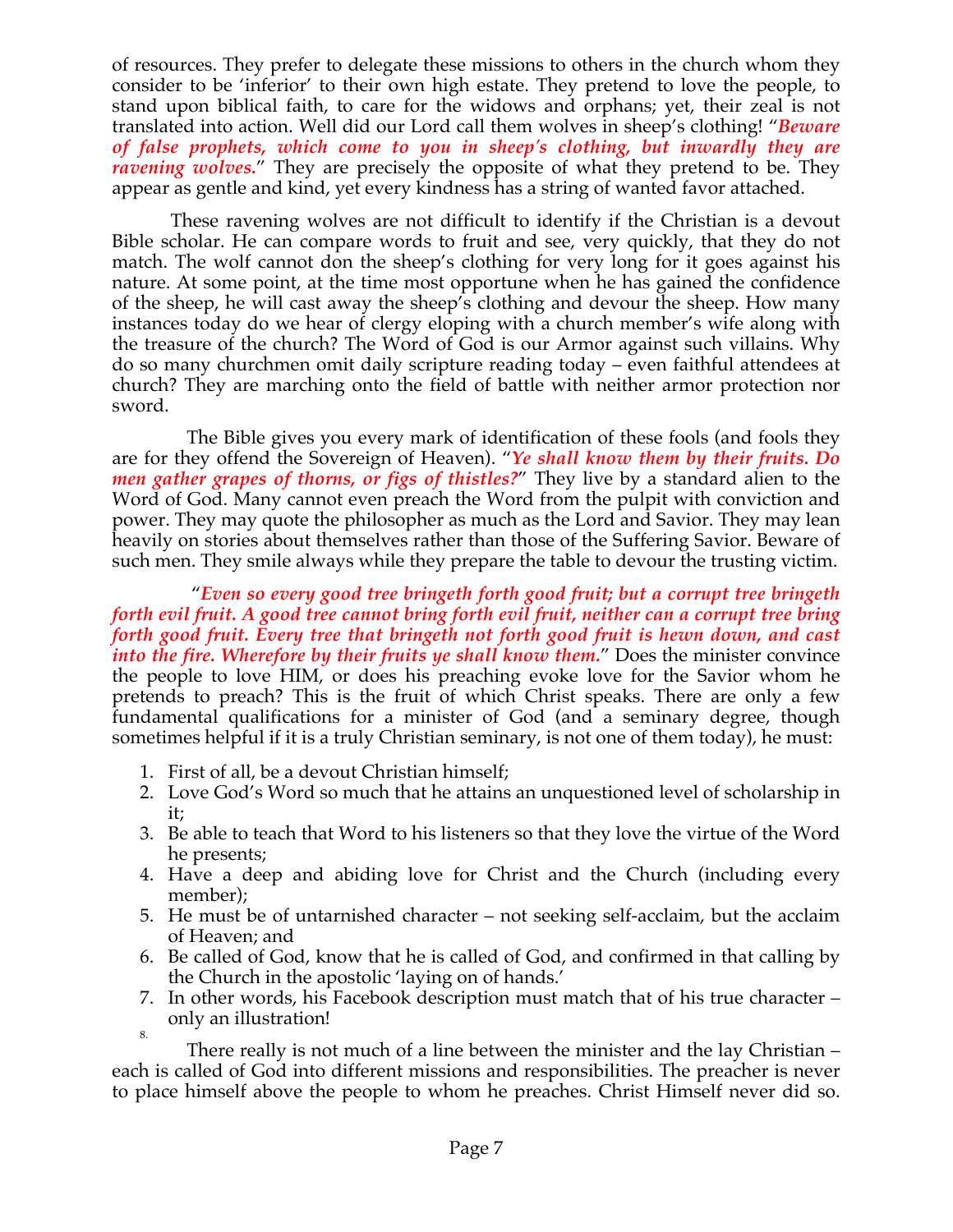of resources. They prefer to delegate these missions to others in the church whom they consider to be 'inferior' to their own high estate. They pretend to love the people, to stand upon biblical faith, to care for the widows and orphans; yet, their zeal is not translated into action. Well did our Lord call them wolves in sheep's clothing! "***Beware of false prophets, which come to you in sheep's clothing, but inwardly they are ravening wolves.***" They are precisely the opposite of what they pretend to be. They appear as gentle and kind, yet every kindness has a string of wanted favor attached.

These ravening wolves are not difficult to identify if the Christian is a devout Bible scholar. He can compare words to fruit and see, very quickly, that they do not match. The wolf cannot don the sheep's clothing for very long for it goes against his nature. At some point, at the time most opportune when he has gained the confidence of the sheep, he will cast away the sheep's clothing and devour the sheep. How many instances today do we hear of clergy eloping with a church member's wife along with the treasure of the church? The Word of God is our Armor against such villains. Why do so many churchmen omit daily scripture reading today – even faithful attendees at church? They are marching onto the field of battle with neither armor protection nor sword.

The Bible gives you every mark of identification of these fools (and fools they are for they offend the Sovereign of Heaven). "***Ye shall know them by their fruits. Do men gather grapes of thorns, or figs of thistles?***" They live by a standard alien to the Word of God. Many cannot even preach the Word from the pulpit with conviction and power. They may quote the philosopher as much as the Lord and Savior. They may lean heavily on stories about themselves rather than those of the Suffering Savior. Beware of such men. They smile always while they prepare the table to devour the trusting victim.

"***Even so every good tree bringeth forth good fruit; but a corrupt tree bringeth forth evil fruit. A good tree cannot bring forth evil fruit, neither can a corrupt tree bring forth good fruit. Every tree that bringeth not forth good fruit is hewn down, and cast into the fire. Wherefore by their fruits ye shall know them.***" Does the minister convince the people to love HIM, or does his preaching evoke love for the Savior whom he pretends to preach? This is the fruit of which Christ speaks. There are only a few fundamental qualifications for a minister of God (and a seminary degree, though sometimes helpful if it is a truly Christian seminary, is not one of them today), he must:

1. First of all, be a devout Christian himself;
2. Love God's Word so much that he attains an unquestioned level of scholarship in it;
3. Be able to teach that Word to his listeners so that they love the virtue of the Word he presents;
4. Have a deep and abiding love for Christ and the Church (including every member);
5. He must be of untarnished character – not seeking self-acclaim, but the acclaim of Heaven; and
6. Be called of God, know that he is called of God, and confirmed in that calling by the Church in the apostolic 'laying on of hands.'
7. In other words, his Facebook description must match that of his true character – only an illustration!
8.

There really is not much of a line between the minister and the lay Christian – each is called of God into different missions and responsibilities. The preacher is never to place himself above the people to whom he preaches. Christ Himself never did so.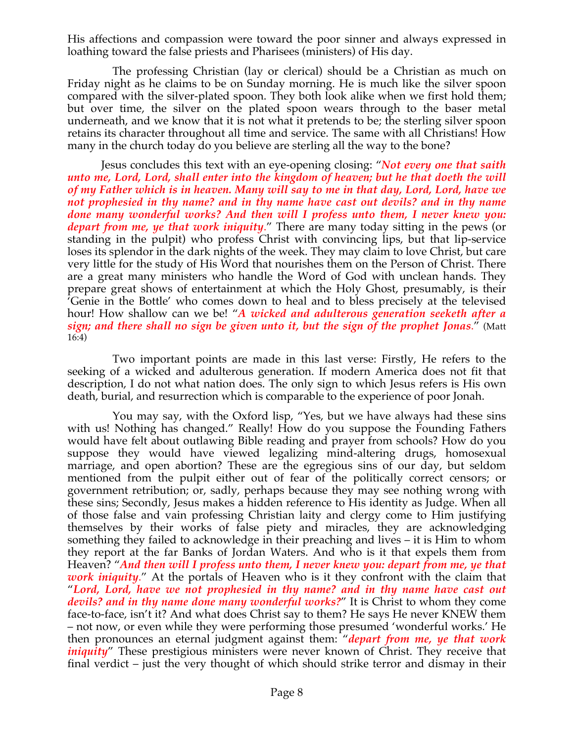His affections and compassion were toward the poor sinner and always expressed in loathing toward the false priests and Pharisees (ministers) of His day.

The professing Christian (lay or clerical) should be a Christian as much on Friday night as he claims to be on Sunday morning. He is much like the silver spoon compared with the silver-plated spoon. They both look alike when we first hold them; but over time, the silver on the plated spoon wears through to the baser metal underneath, and we know that it is not what it pretends to be; the sterling silver spoon retains its character throughout all time and service. The same with all Christians! How many in the church today do you believe are sterling all the way to the bone?

Jesus concludes this text with an eye-opening closing: "***Not every one that saith unto me, Lord, Lord, shall enter into the kingdom of heaven; but he that doeth the will of my Father which is in heaven. Many will say to me in that day, Lord, Lord, have we not prophesied in thy name? and in thy name have cast out devils? and in thy name done many wonderful works? And then will I profess unto them, I never knew you: depart from me, ye that work iniquity***." There are many today sitting in the pews (or standing in the pulpit) who profess Christ with convincing lips, but that lip-service loses its splendor in the dark nights of the week. They may claim to love Christ, but care very little for the study of His Word that nourishes them on the Person of Christ. There are a great many ministers who handle the Word of God with unclean hands. They prepare great shows of entertainment at which the Holy Ghost, presumably, is their 'Genie in the Bottle' who comes down to heal and to bless precisely at the televised hour! How shallow can we be! "***A wicked and adulterous generation seeketh after a sign; and there shall no sign be given unto it, but the sign of the prophet Jonas***." (Matt 16:4)

Two important points are made in this last verse: Firstly, He refers to the seeking of a wicked and adulterous generation. If modern America does not fit that description, I do not what nation does. The only sign to which Jesus refers is His own death, burial, and resurrection which is comparable to the experience of poor Jonah.

You may say, with the Oxford lisp, "Yes, but we have always had these sins with us! Nothing has changed." Really! How do you suppose the Founding Fathers would have felt about outlawing Bible reading and prayer from schools? How do you suppose they would have viewed legalizing mind-altering drugs, homosexual marriage, and open abortion? These are the egregious sins of our day, but seldom mentioned from the pulpit either out of fear of the politically correct censors; or government retribution; or, sadly, perhaps because they may see nothing wrong with these sins; Secondly, Jesus makes a hidden reference to His identity as Judge. When all of those false and vain professing Christian laity and clergy come to Him justifying themselves by their works of false piety and miracles, they are acknowledging something they failed to acknowledge in their preaching and lives – it is Him to whom they report at the far Banks of Jordan Waters. And who is it that expels them from Heaven? "***And then will I profess unto them, I never knew you: depart from me, ye that work iniquity***." At the portals of Heaven who is it they confront with the claim that "***Lord, Lord, have we not prophesied in thy name? and in thy name have cast out devils? and in thy name done many wonderful works?***" It is Christ to whom they come face-to-face, isn't it? And what does Christ say to them? He says He never KNEW them – not now, or even while they were performing those presumed 'wonderful works.' He then pronounces an eternal judgment against them: "***depart from me, ye that work iniquity***" These prestigious ministers were never known of Christ. They receive that final verdict – just the very thought of which should strike terror and dismay in their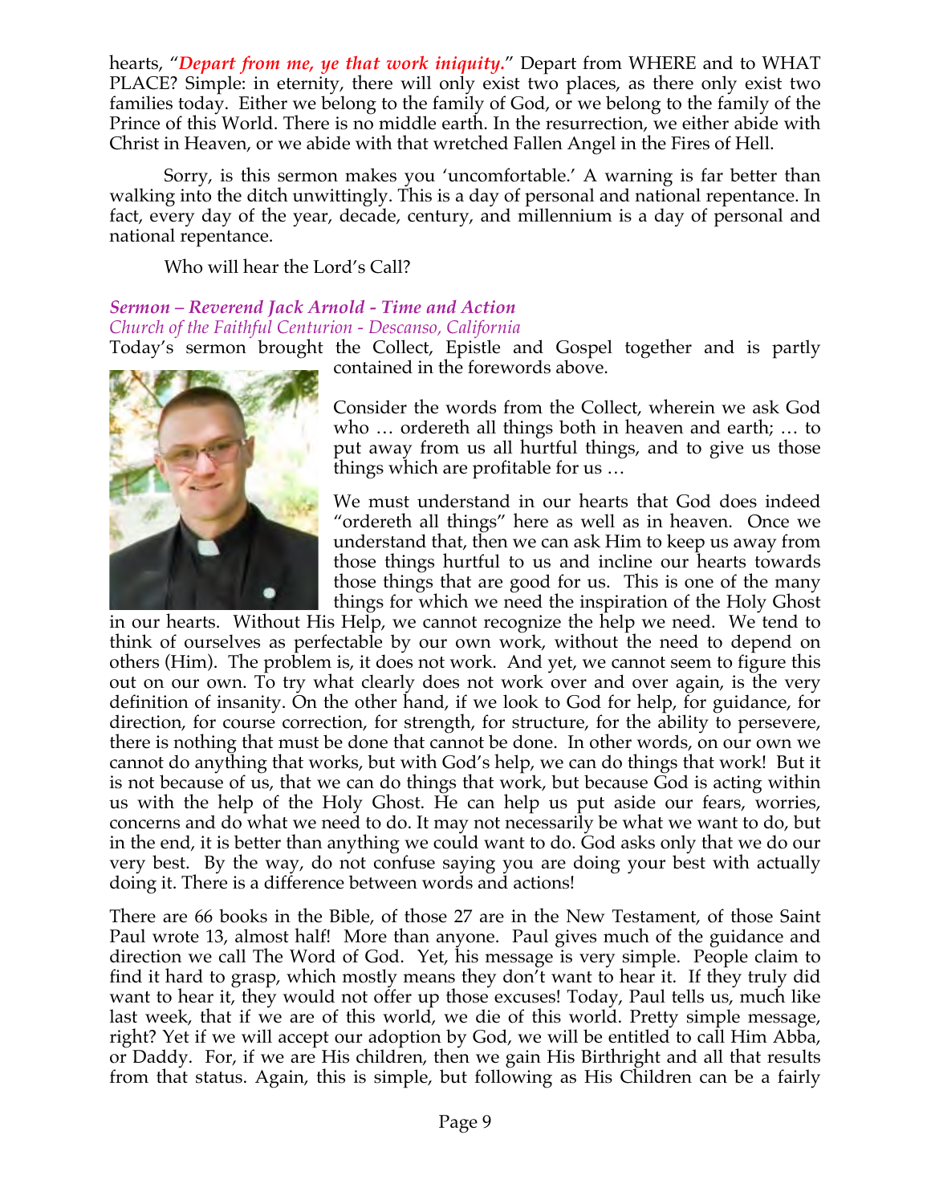hearts, "***Depart from me, ye that work iniquity.***" Depart from WHERE and to WHAT PLACE? Simple: in eternity, there will only exist two places, as there only exist two families today. Either we belong to the family of God, or we belong to the family of the Prince of this World. There is no middle earth. In the resurrection, we either abide with Christ in Heaven, or we abide with that wretched Fallen Angel in the Fires of Hell.

Sorry, is this sermon makes you 'uncomfortable.' A warning is far better than walking into the ditch unwittingly. This is a day of personal and national repentance. In fact, every day of the year, decade, century, and millennium is a day of personal and national repentance.

Who will hear the Lord's Call?

***Sermon – Reverend Jack Arnold - Time and Action***
*Church of the Faithful Centurion - Descanso, California*

Today's sermon brought the Collect, Epistle and Gospel together and is partly contained in the forewords above.

Consider the words from the Collect, wherein we ask God who … ordereth all things both in heaven and earth; … to put away from us all hurtful things, and to give us those things which are profitable for us …

We must understand in our hearts that God does indeed "ordereth all things" here as well as in heaven. Once we understand that, then we can ask Him to keep us away from those things hurtful to us and incline our hearts towards those things that are good for us. This is one of the many things for which we need the inspiration of the Holy Ghost in our hearts. Without His Help, we cannot recognize the help we need. We tend to think of ourselves as perfectable by our own work, without the need to depend on others (Him). The problem is, it does not work. And yet, we cannot seem to figure this out on our own. To try what clearly does not work over and over again, is the very definition of insanity. On the other hand, if we look to God for help, for guidance, for direction, for course correction, for strength, for structure, for the ability to persevere, there is nothing that must be done that cannot be done. In other words, on our own we cannot do anything that works, but with God's help, we can do things that work! But it is not because of us, that we can do things that work, but because God is acting within us with the help of the Holy Ghost. He can help us put aside our fears, worries, concerns and do what we need to do. It may not necessarily be what we want to do, but in the end, it is better than anything we could want to do. God asks only that we do our very best. By the way, do not confuse saying you are doing your best with actually doing it. There is a difference between words and actions!

There are 66 books in the Bible, of those 27 are in the New Testament, of those Saint Paul wrote 13, almost half! More than anyone. Paul gives much of the guidance and direction we call The Word of God. Yet, his message is very simple. People claim to find it hard to grasp, which mostly means they don't want to hear it. If they truly did want to hear it, they would not offer up those excuses! Today, Paul tells us, much like last week, that if we are of this world, we die of this world. Pretty simple message, right? Yet if we will accept our adoption by God, we will be entitled to call Him Abba, or Daddy. For, if we are His children, then we gain His Birthright and all that results from that status. Again, this is simple, but following as His Children can be a fairly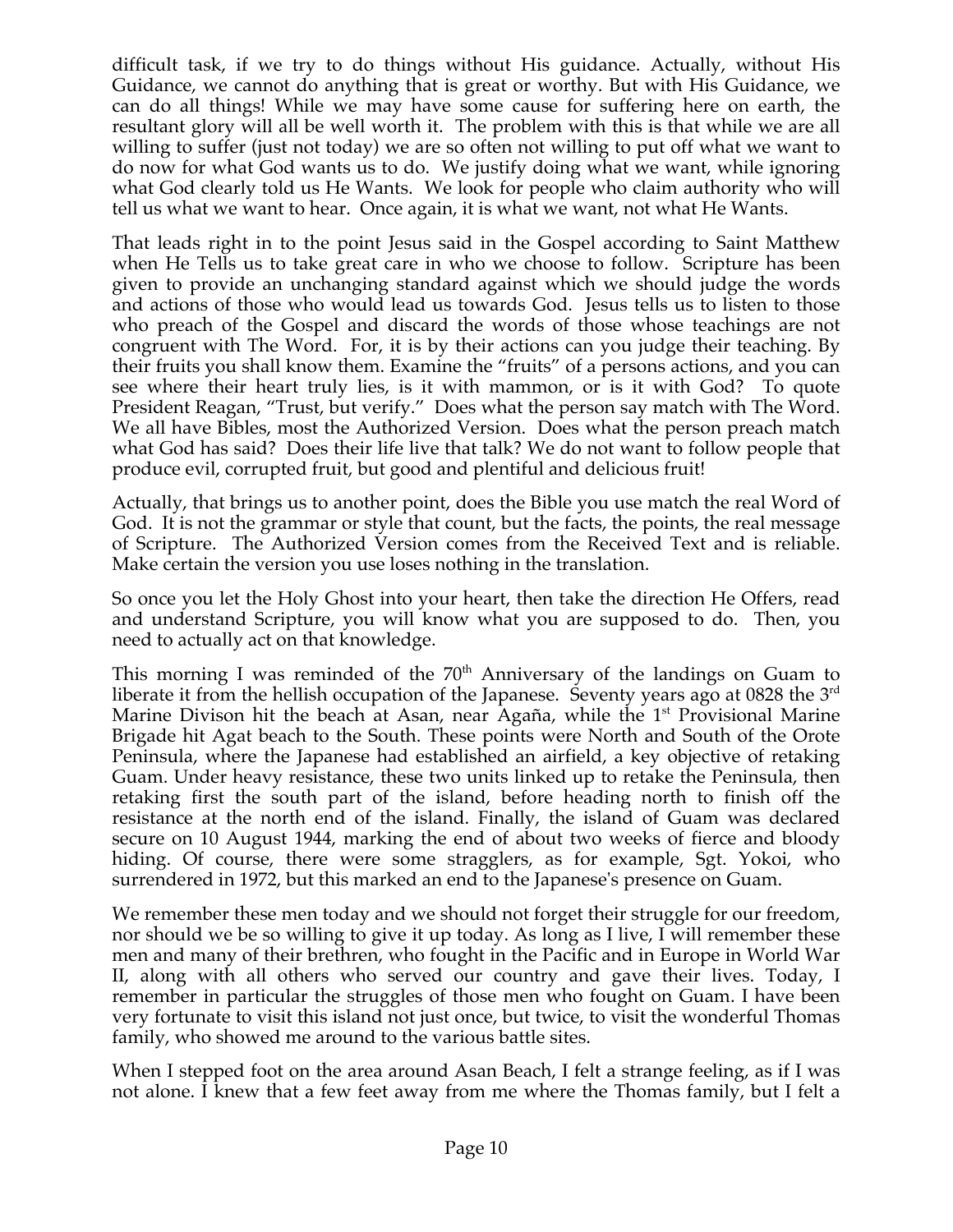difficult task, if we try to do things without His guidance. Actually, without His Guidance, we cannot do anything that is great or worthy. But with His Guidance, we can do all things! While we may have some cause for suffering here on earth, the resultant glory will all be well worth it. The problem with this is that while we are all willing to suffer (just not today) we are so often not willing to put off what we want to do now for what God wants us to do. We justify doing what we want, while ignoring what God clearly told us He Wants. We look for people who claim authority who will tell us what we want to hear. Once again, it is what we want, not what He Wants.

That leads right in to the point Jesus said in the Gospel according to Saint Matthew when He Tells us to take great care in who we choose to follow. Scripture has been given to provide an unchanging standard against which we should judge the words and actions of those who would lead us towards God. Jesus tells us to listen to those who preach of the Gospel and discard the words of those whose teachings are not congruent with The Word. For, it is by their actions can you judge their teaching. By their fruits you shall know them. Examine the "fruits" of a persons actions, and you can see where their heart truly lies, is it with mammon, or is it with God? To quote President Reagan, "Trust, but verify." Does what the person say match with The Word. We all have Bibles, most the Authorized Version. Does what the person preach match what God has said? Does their life live that talk? We do not want to follow people that produce evil, corrupted fruit, but good and plentiful and delicious fruit!

Actually, that brings us to another point, does the Bible you use match the real Word of God. It is not the grammar or style that count, but the facts, the points, the real message of Scripture. The Authorized Version comes from the Received Text and is reliable. Make certain the version you use loses nothing in the translation.

So once you let the Holy Ghost into your heart, then take the direction He Offers, read and understand Scripture, you will know what you are supposed to do. Then, you need to actually act on that knowledge.

This morning I was reminded of the 70th Anniversary of the landings on Guam to liberate it from the hellish occupation of the Japanese. Seventy years ago at 0828 the 3rd Marine Divison hit the beach at Asan, near Agaña, while the 1st Provisional Marine Brigade hit Agat beach to the South. These points were North and South of the Orote Peninsula, where the Japanese had established an airfield, a key objective of retaking Guam. Under heavy resistance, these two units linked up to retake the Peninsula, then retaking first the south part of the island, before heading north to finish off the resistance at the north end of the island. Finally, the island of Guam was declared secure on 10 August 1944, marking the end of about two weeks of fierce and bloody hiding. Of course, there were some stragglers, as for example, Sgt. Yokoi, who surrendered in 1972, but this marked an end to the Japanese's presence on Guam.

We remember these men today and we should not forget their struggle for our freedom, nor should we be so willing to give it up today. As long as I live, I will remember these men and many of their brethren, who fought in the Pacific and in Europe in World War II, along with all others who served our country and gave their lives. Today, I remember in particular the struggles of those men who fought on Guam. I have been very fortunate to visit this island not just once, but twice, to visit the wonderful Thomas family, who showed me around to the various battle sites.

When I stepped foot on the area around Asan Beach, I felt a strange feeling, as if I was not alone. I knew that a few feet away from me where the Thomas family, but I felt a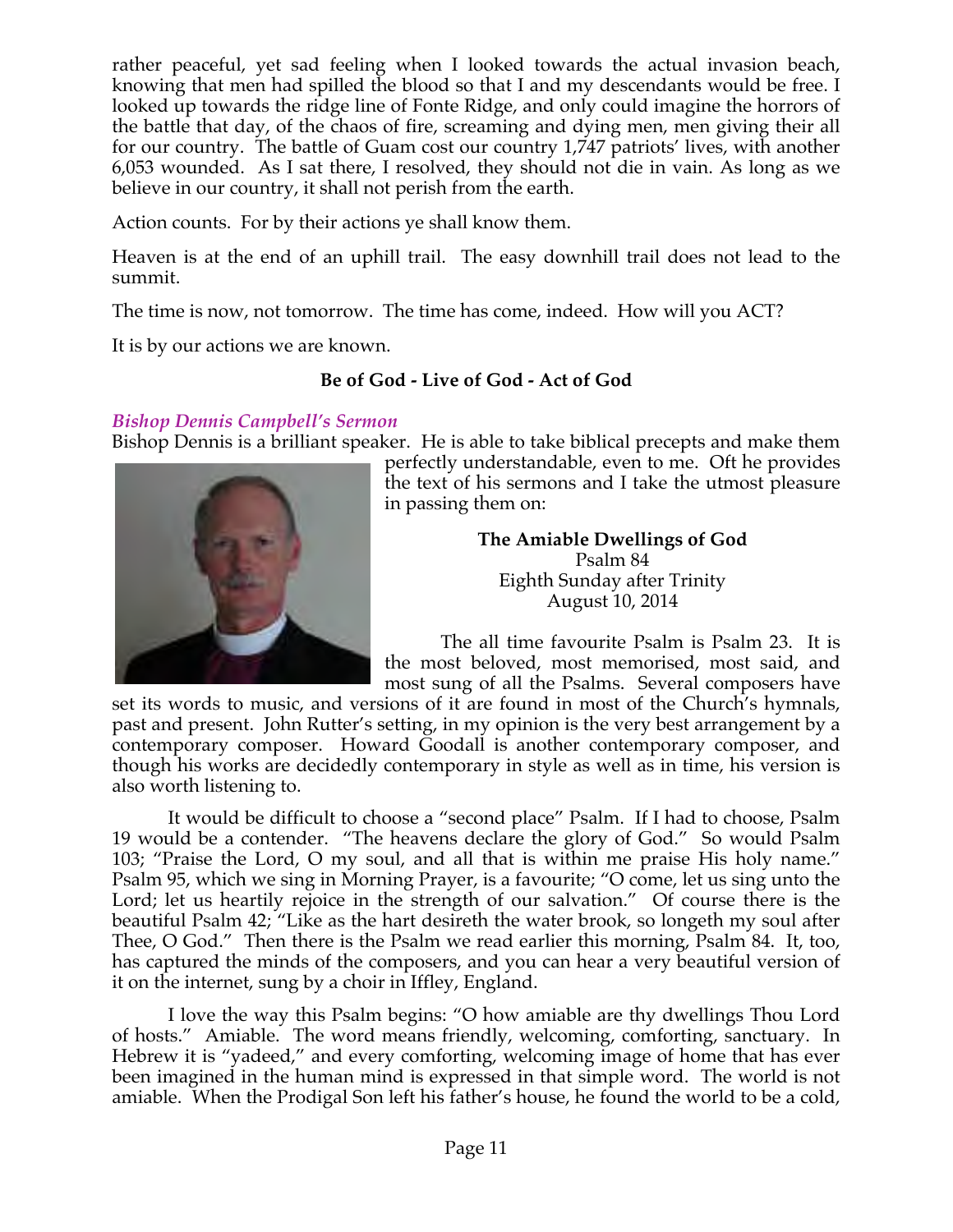rather peaceful, yet sad feeling when I looked towards the actual invasion beach, knowing that men had spilled the blood so that I and my descendants would be free. I looked up towards the ridge line of Fonte Ridge, and only could imagine the horrors of the battle that day, of the chaos of fire, screaming and dying men, men giving their all for our country. The battle of Guam cost our country 1,747 patriots' lives, with another 6,053 wounded. As I sat there, I resolved, they should not die in vain. As long as we believe in our country, it shall not perish from the earth.

Action counts. For by their actions ye shall know them.

Heaven is at the end of an uphill trail. The easy downhill trail does not lead to the summit.

The time is now, not tomorrow. The time has come, indeed. How will you ACT?

It is by our actions we are known.

**Be of God - Live of God - Act of God**

### *Bishop Dennis Campbell's Sermon*

Bishop Dennis is a brilliant speaker. He is able to take biblical precepts and make them perfectly understandable, even to me. Oft he provides the text of his sermons and I take the utmost pleasure in passing them on:

**The Amiable Dwellings of God**
Psalm 84
Eighth Sunday after Trinity
August 10, 2014

The all time favourite Psalm is Psalm 23. It is the most beloved, most memorised, most said, and most sung of all the Psalms. Several composers have set its words to music, and versions of it are found in most of the Church's hymnals, past and present. John Rutter's setting, in my opinion is the very best arrangement by a contemporary composer. Howard Goodall is another contemporary composer, and though his works are decidedly contemporary in style as well as in time, his version is also worth listening to.

It would be difficult to choose a "second place" Psalm. If I had to choose, Psalm 19 would be a contender. "The heavens declare the glory of God." So would Psalm 103; "Praise the Lord, O my soul, and all that is within me praise His holy name." Psalm 95, which we sing in Morning Prayer, is a favourite; "O come, let us sing unto the Lord; let us heartily rejoice in the strength of our salvation." Of course there is the beautiful Psalm 42; "Like as the hart desireth the water brook, so longeth my soul after Thee, O God." Then there is the Psalm we read earlier this morning, Psalm 84. It, too, has captured the minds of the composers, and you can hear a very beautiful version of it on the internet, sung by a choir in Iffley, England.

I love the way this Psalm begins: "O how amiable are thy dwellings Thou Lord of hosts." Amiable. The word means friendly, welcoming, comforting, sanctuary. In Hebrew it is "yadeed," and every comforting, welcoming image of home that has ever been imagined in the human mind is expressed in that simple word. The world is not amiable. When the Prodigal Son left his father's house, he found the world to be a cold,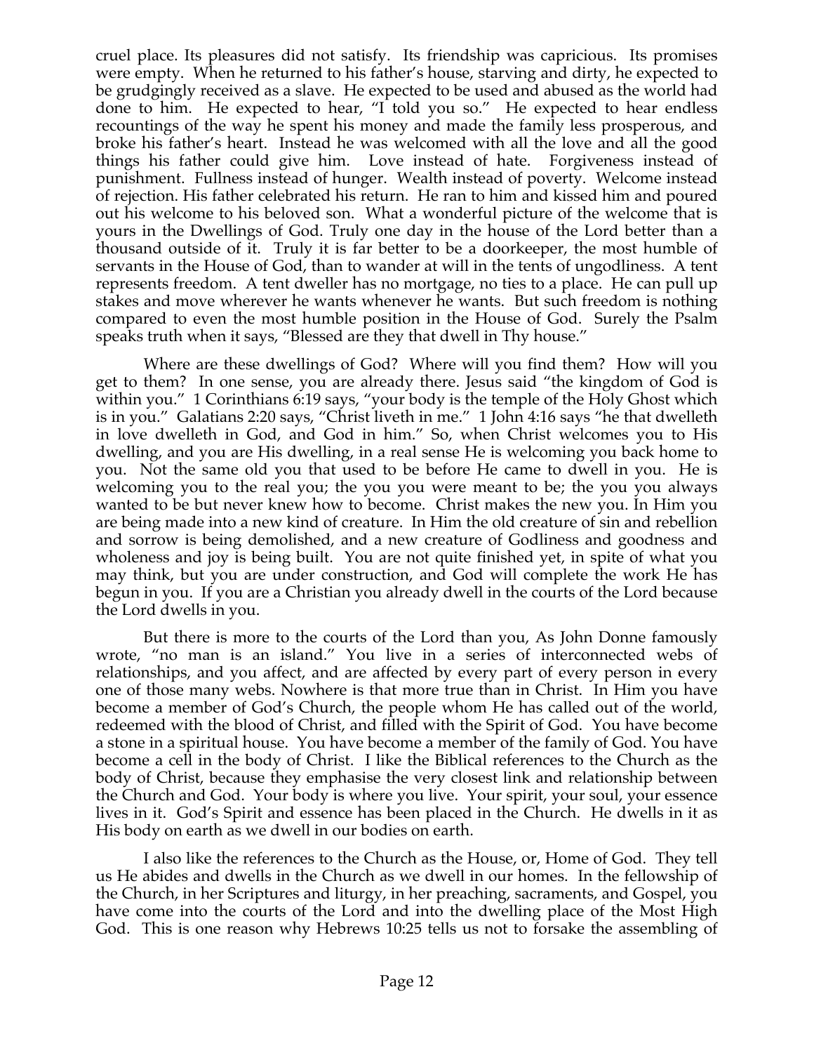cruel place. Its pleasures did not satisfy. Its friendship was capricious. Its promises were empty. When he returned to his father's house, starving and dirty, he expected to be grudgingly received as a slave. He expected to be used and abused as the world had done to him. He expected to hear, "I told you so." He expected to hear endless recountings of the way he spent his money and made the family less prosperous, and broke his father's heart. Instead he was welcomed with all the love and all the good things his father could give him. Love instead of hate. Forgiveness instead of punishment. Fullness instead of hunger. Wealth instead of poverty. Welcome instead of rejection. His father celebrated his return. He ran to him and kissed him and poured out his welcome to his beloved son. What a wonderful picture of the welcome that is yours in the Dwellings of God. Truly one day in the house of the Lord better than a thousand outside of it. Truly it is far better to be a doorkeeper, the most humble of servants in the House of God, than to wander at will in the tents of ungodliness. A tent represents freedom. A tent dweller has no mortgage, no ties to a place. He can pull up stakes and move wherever he wants whenever he wants. But such freedom is nothing compared to even the most humble position in the House of God. Surely the Psalm speaks truth when it says, "Blessed are they that dwell in Thy house."

Where are these dwellings of God? Where will you find them? How will you get to them? In one sense, you are already there. Jesus said "the kingdom of God is within you." 1 Corinthians 6:19 says, "your body is the temple of the Holy Ghost which is in you." Galatians 2:20 says, "Christ liveth in me." 1 John 4:16 says "he that dwelleth in love dwelleth in God, and God in him." So, when Christ welcomes you to His dwelling, and you are His dwelling, in a real sense He is welcoming you back home to you. Not the same old you that used to be before He came to dwell in you. He is welcoming you to the real you; the you you were meant to be; the you you always wanted to be but never knew how to become. Christ makes the new you. In Him you are being made into a new kind of creature. In Him the old creature of sin and rebellion and sorrow is being demolished, and a new creature of Godliness and goodness and wholeness and joy is being built. You are not quite finished yet, in spite of what you may think, but you are under construction, and God will complete the work He has begun in you. If you are a Christian you already dwell in the courts of the Lord because the Lord dwells in you.

But there is more to the courts of the Lord than you, As John Donne famously wrote, "no man is an island." You live in a series of interconnected webs of relationships, and you affect, and are affected by every part of every person in every one of those many webs. Nowhere is that more true than in Christ. In Him you have become a member of God's Church, the people whom He has called out of the world, redeemed with the blood of Christ, and filled with the Spirit of God. You have become a stone in a spiritual house. You have become a member of the family of God. You have become a cell in the body of Christ. I like the Biblical references to the Church as the body of Christ, because they emphasise the very closest link and relationship between the Church and God. Your body is where you live. Your spirit, your soul, your essence lives in it. God's Spirit and essence has been placed in the Church. He dwells in it as His body on earth as we dwell in our bodies on earth.

I also like the references to the Church as the House, or, Home of God. They tell us He abides and dwells in the Church as we dwell in our homes. In the fellowship of the Church, in her Scriptures and liturgy, in her preaching, sacraments, and Gospel, you have come into the courts of the Lord and into the dwelling place of the Most High God. This is one reason why Hebrews 10:25 tells us not to forsake the assembling of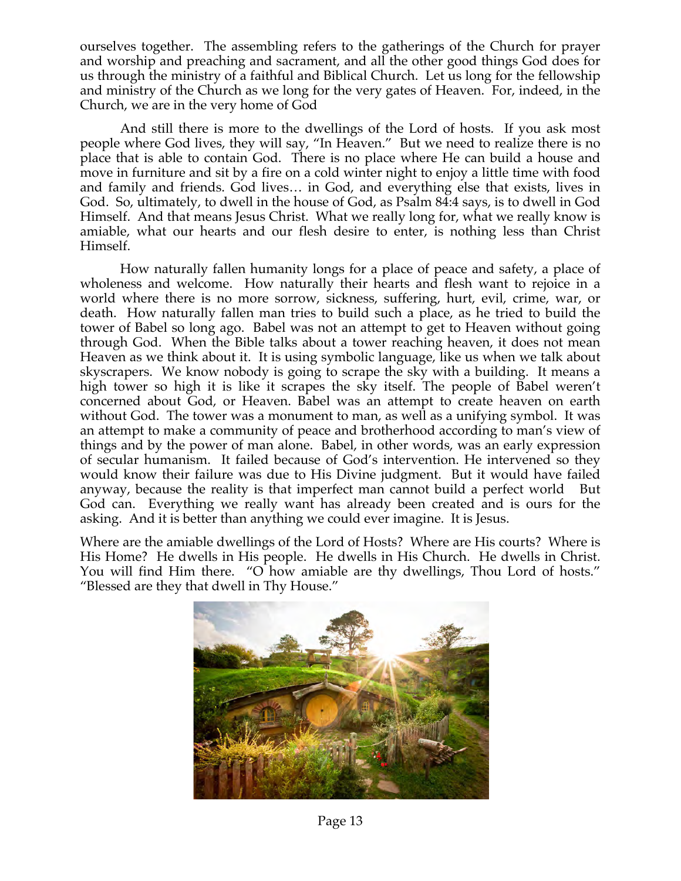ourselves together. The assembling refers to the gatherings of the Church for prayer and worship and preaching and sacrament, and all the other good things God does for us through the ministry of a faithful and Biblical Church. Let us long for the fellowship and ministry of the Church as we long for the very gates of Heaven. For, indeed, in the Church, we are in the very home of God

And still there is more to the dwellings of the Lord of hosts. If you ask most people where God lives, they will say, "In Heaven." But we need to realize there is no place that is able to contain God. There is no place where He can build a house and move in furniture and sit by a fire on a cold winter night to enjoy a little time with food and family and friends. God lives… in God, and everything else that exists, lives in God. So, ultimately, to dwell in the house of God, as Psalm 84:4 says, is to dwell in God Himself. And that means Jesus Christ. What we really long for, what we really know is amiable, what our hearts and our flesh desire to enter, is nothing less than Christ Himself.

How naturally fallen humanity longs for a place of peace and safety, a place of wholeness and welcome. How naturally their hearts and flesh want to rejoice in a world where there is no more sorrow, sickness, suffering, hurt, evil, crime, war, or death. How naturally fallen man tries to build such a place, as he tried to build the tower of Babel so long ago. Babel was not an attempt to get to Heaven without going through God. When the Bible talks about a tower reaching heaven, it does not mean Heaven as we think about it. It is using symbolic language, like us when we talk about skyscrapers. We know nobody is going to scrape the sky with a building. It means a high tower so high it is like it scrapes the sky itself. The people of Babel weren't concerned about God, or Heaven. Babel was an attempt to create heaven on earth without God. The tower was a monument to man, as well as a unifying symbol. It was an attempt to make a community of peace and brotherhood according to man's view of things and by the power of man alone. Babel, in other words, was an early expression of secular humanism. It failed because of God's intervention. He intervened so they would know their failure was due to His Divine judgment. But it would have failed anyway, because the reality is that imperfect man cannot build a perfect world But God can. Everything we really want has already been created and is ours for the asking. And it is better than anything we could ever imagine. It is Jesus.

Where are the amiable dwellings of the Lord of Hosts? Where are His courts? Where is His Home? He dwells in His people. He dwells in His Church. He dwells in Christ. You will find Him there. "O how amiable are thy dwellings, Thou Lord of hosts." "Blessed are they that dwell in Thy House."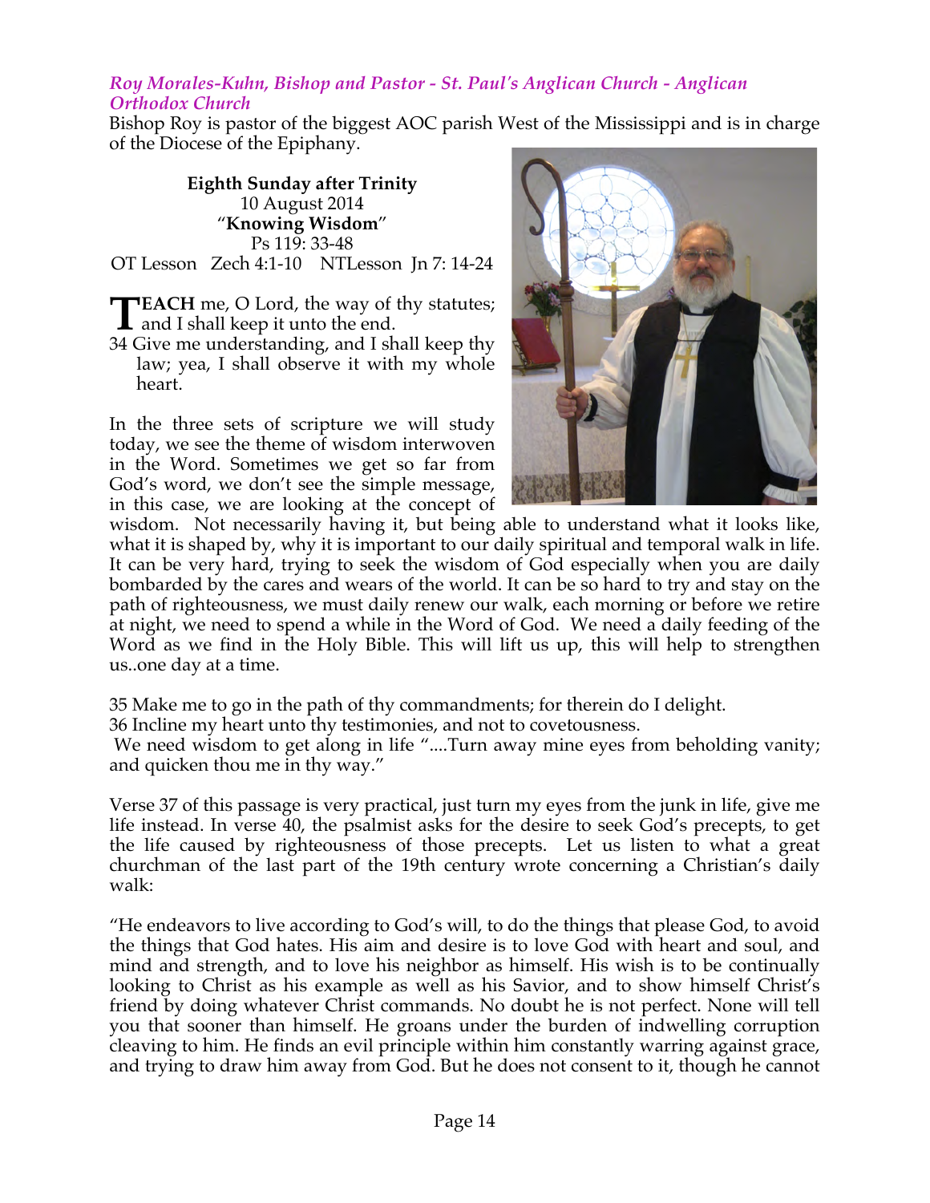*Roy Morales-Kuhn, Bishop and Pastor - St. Paul's Anglican Church - Anglican Orthodox Church*

Bishop Roy is pastor of the biggest AOC parish West of the Mississippi and is in charge of the Diocese of the Epiphany.

**Eighth Sunday after Trinity**
10 August 2014
"**Knowing Wisdom**"
Ps 119: 33-48
OT Lesson Zech 4:1-10 NTLesson Jn 7: 14-24

**TEACH** me, O Lord, the way of thy statutes; and I shall keep it unto the end.
34 Give me understanding, and I shall keep thy law; yea, I shall observe it with my whole heart.

In the three sets of scripture we will study today, we see the theme of wisdom interwoven in the Word. Sometimes we get so far from God's word, we don't see the simple message, in this case, we are looking at the concept of wisdom. Not necessarily having it, but being able to understand what it looks like, what it is shaped by, why it is important to our daily spiritual and temporal walk in life. It can be very hard, trying to seek the wisdom of God especially when you are daily bombarded by the cares and wears of the world. It can be so hard to try and stay on the path of righteousness, we must daily renew our walk, each morning or before we retire at night, we need to spend a while in the Word of God. We need a daily feeding of the Word as we find in the Holy Bible. This will lift us up, this will help to strengthen us..one day at a time.

35 Make me to go in the path of thy commandments; for therein do I delight.
36 Incline my heart unto thy testimonies, and not to covetousness.
We need wisdom to get along in life "....Turn away mine eyes from beholding vanity; and quicken thou me in thy way."

Verse 37 of this passage is very practical, just turn my eyes from the junk in life, give me life instead. In verse 40, the psalmist asks for the desire to seek God's precepts, to get the life caused by righteousness of those precepts. Let us listen to what a great churchman of the last part of the 19th century wrote concerning a Christian's daily walk:

"He endeavors to live according to God's will, to do the things that please God, to avoid the things that God hates. His aim and desire is to love God with heart and soul, and mind and strength, and to love his neighbor as himself. His wish is to be continually looking to Christ as his example as well as his Savior, and to show himself Christ's friend by doing whatever Christ commands. No doubt he is not perfect. None will tell you that sooner than himself. He groans under the burden of indwelling corruption cleaving to him. He finds an evil principle within him constantly warring against grace, and trying to draw him away from God. But he does not consent to it, though he cannot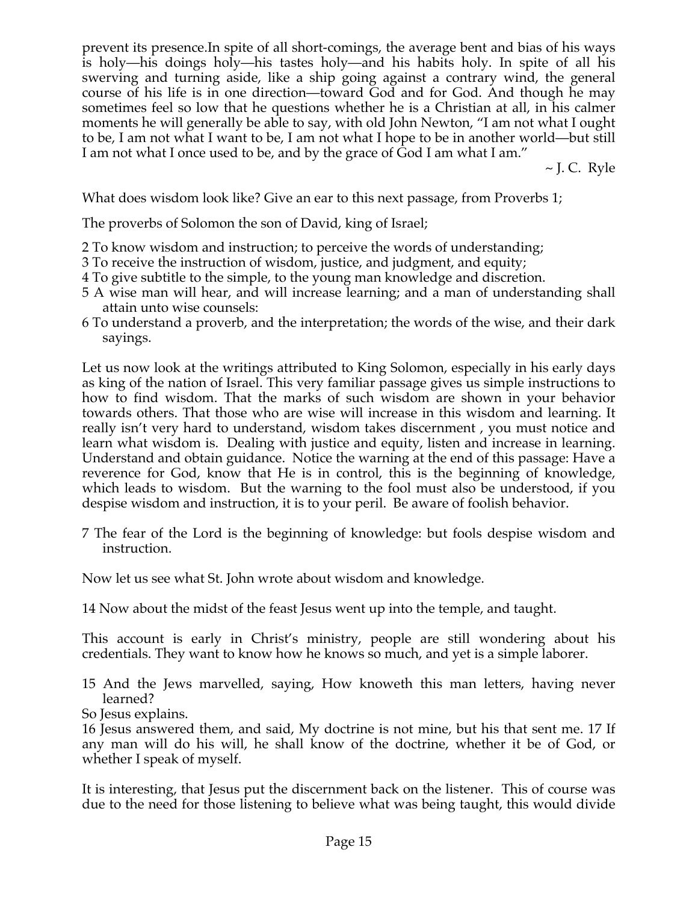prevent its presence.In spite of all short-comings, the average bent and bias of his ways is holy—his doings holy—his tastes holy—and his habits holy. In spite of all his swerving and turning aside, like a ship going against a contrary wind, the general course of his life is in one direction—toward God and for God. And though he may sometimes feel so low that he questions whether he is a Christian at all, in his calmer moments he will generally be able to say, with old John Newton, "I am not what I ought to be, I am not what I want to be, I am not what I hope to be in another world—but still I am not what I once used to be, and by the grace of God I am what I am."

~ J. C. Ryle

What does wisdom look like? Give an ear to this next passage, from Proverbs 1;

The proverbs of Solomon the son of David, king of Israel;

2 To know wisdom and instruction; to perceive the words of understanding;
3 To receive the instruction of wisdom, justice, and judgment, and equity;
4 To give subtitle to the simple, to the young man knowledge and discretion.
5 A wise man will hear, and will increase learning; and a man of understanding shall attain unto wise counsels:
6 To understand a proverb, and the interpretation; the words of the wise, and their dark sayings.

Let us now look at the writings attributed to King Solomon, especially in his early days as king of the nation of Israel. This very familiar passage gives us simple instructions to how to find wisdom. That the marks of such wisdom are shown in your behavior towards others. That those who are wise will increase in this wisdom and learning. It really isn't very hard to understand, wisdom takes discernment , you must notice and learn what wisdom is. Dealing with justice and equity, listen and increase in learning. Understand and obtain guidance. Notice the warning at the end of this passage: Have a reverence for God, know that He is in control, this is the beginning of knowledge, which leads to wisdom. But the warning to the fool must also be understood, if you despise wisdom and instruction, it is to your peril. Be aware of foolish behavior.

7 The fear of the Lord is the beginning of knowledge: but fools despise wisdom and instruction.

Now let us see what St. John wrote about wisdom and knowledge.

14 Now about the midst of the feast Jesus went up into the temple, and taught.

This account is early in Christ's ministry, people are still wondering about his credentials. They want to know how he knows so much, and yet is a simple laborer.

15 And the Jews marvelled, saying, How knoweth this man letters, having never learned?

So Jesus explains.

16 Jesus answered them, and said, My doctrine is not mine, but his that sent me. 17 If any man will do his will, he shall know of the doctrine, whether it be of God, or whether I speak of myself.

It is interesting, that Jesus put the discernment back on the listener. This of course was due to the need for those listening to believe what was being taught, this would divide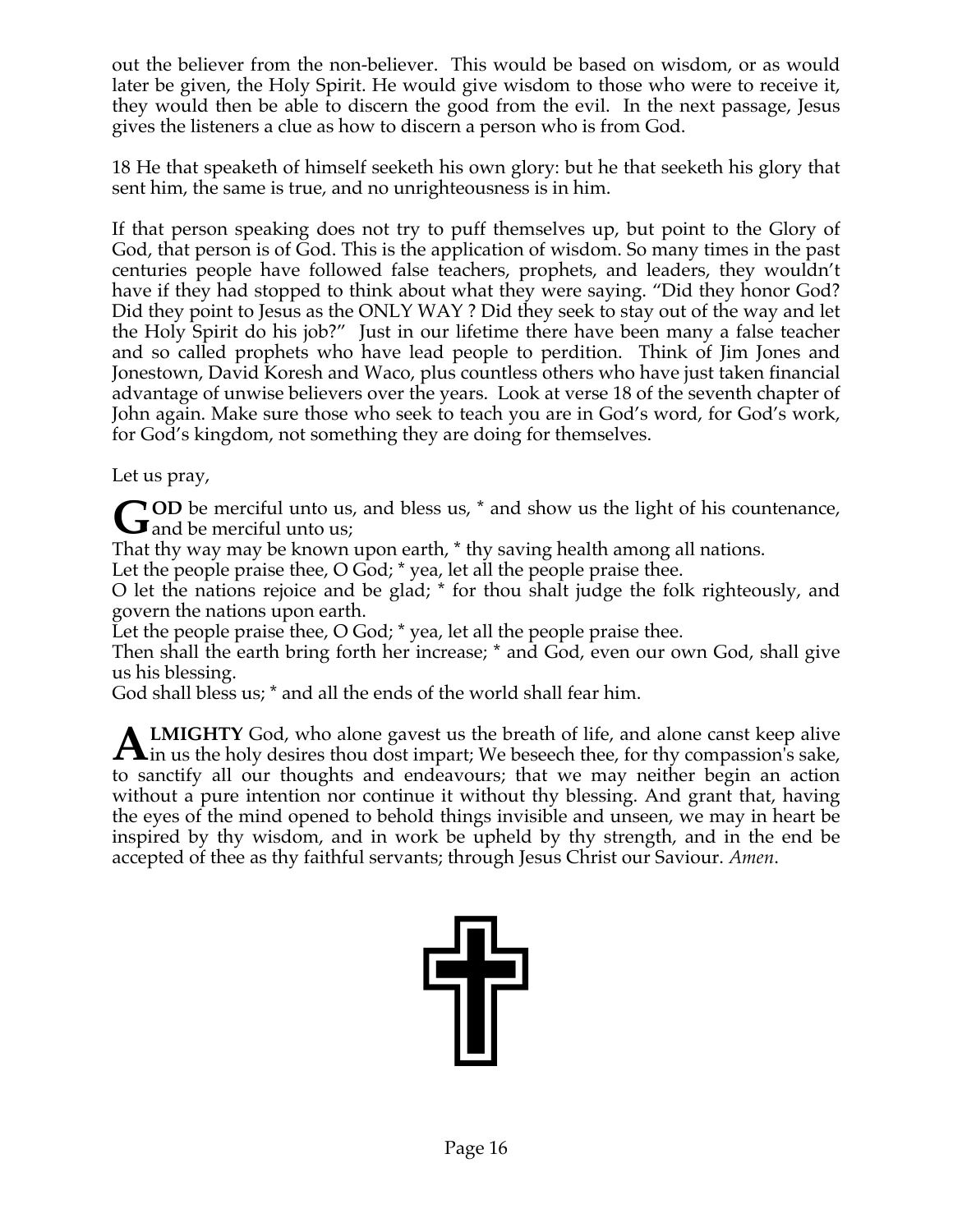out the believer from the non-believer. This would be based on wisdom, or as would later be given, the Holy Spirit. He would give wisdom to those who were to receive it, they would then be able to discern the good from the evil. In the next passage, Jesus gives the listeners a clue as how to discern a person who is from God.

18 He that speaketh of himself seeketh his own glory: but he that seeketh his glory that sent him, the same is true, and no unrighteousness is in him.

If that person speaking does not try to puff themselves up, but point to the Glory of God, that person is of God. This is the application of wisdom. So many times in the past centuries people have followed false teachers, prophets, and leaders, they wouldn't have if they had stopped to think about what they were saying. "Did they honor God? Did they point to Jesus as the ONLY WAY ? Did they seek to stay out of the way and let the Holy Spirit do his job?" Just in our lifetime there have been many a false teacher and so called prophets who have lead people to perdition. Think of Jim Jones and Jonestown, David Koresh and Waco, plus countless others who have just taken financial advantage of unwise believers over the years. Look at verse 18 of the seventh chapter of John again. Make sure those who seek to teach you are in God's word, for God's work, for God's kingdom, not something they are doing for themselves.

Let us pray,

**GOD** be merciful unto us, and bless us, * and show us the light of his countenance, and be merciful unto us;
That thy way may be known upon earth, * thy saving health among all nations.
Let the people praise thee, O God; * yea, let all the people praise thee.
O let the nations rejoice and be glad; * for thou shalt judge the folk righteously, and govern the nations upon earth.
Let the people praise thee, O God; * yea, let all the people praise thee.
Then shall the earth bring forth her increase; * and God, even our own God, shall give us his blessing.
God shall bless us; * and all the ends of the world shall fear him.

**ALMIGHTY** God, who alone gavest us the breath of life, and alone canst keep alive in us the holy desires thou dost impart; We beseech thee, for thy compassion's sake, to sanctify all our thoughts and endeavours; that we may neither begin an action without a pure intention nor continue it without thy blessing. And grant that, having the eyes of the mind opened to behold things invisible and unseen, we may in heart be inspired by thy wisdom, and in work be upheld by thy strength, and in the end be accepted of thee as thy faithful servants; through Jesus Christ our Saviour. *Amen*.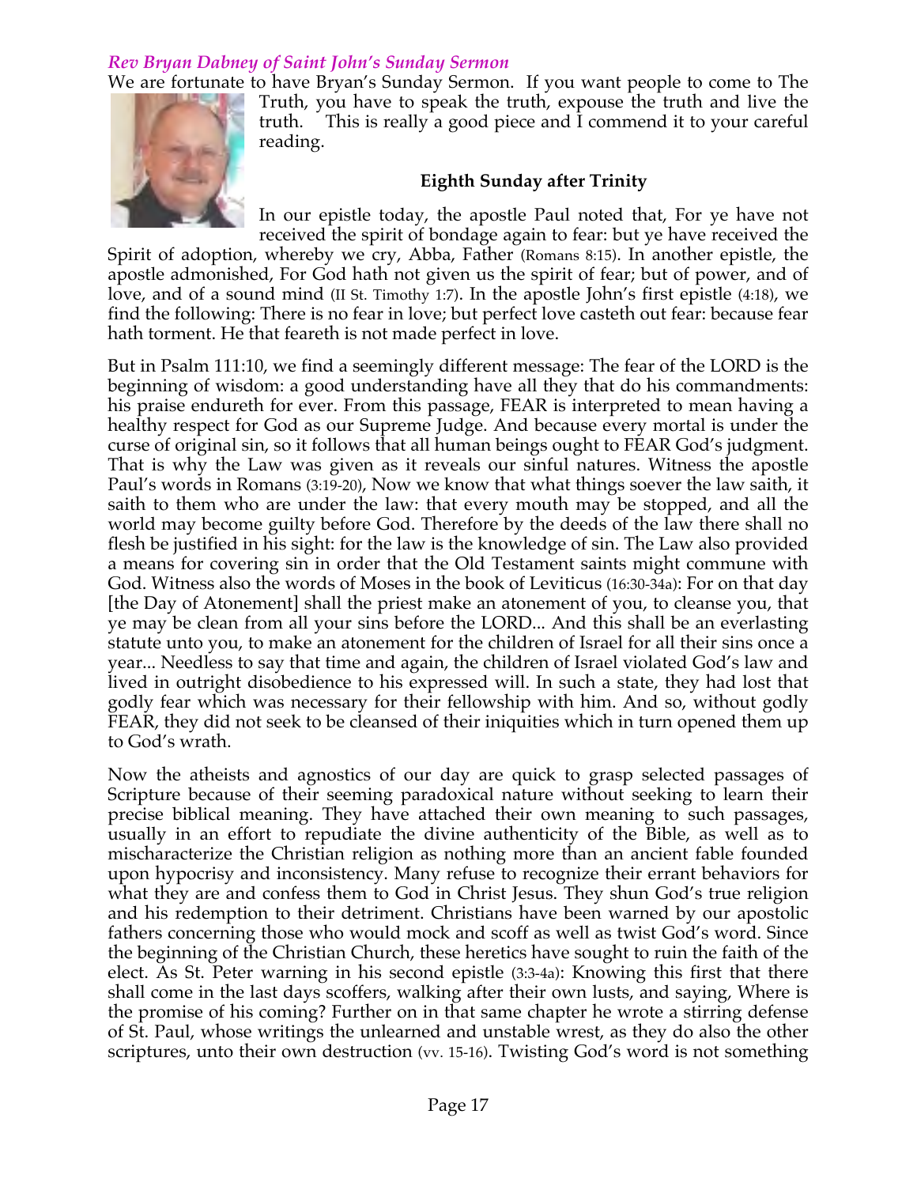*Rev Bryan Dabney of Saint John's Sunday Sermon*

We are fortunate to have Bryan's Sunday Sermon. If you want people to come to The Truth, you have to speak the truth, expose the truth and live the truth. This is really a good piece and I commend it to your careful reading.

**Eighth Sunday after Trinity**

In our epistle today, the apostle Paul noted that, For ye have not received the spirit of bondage again to fear: but ye have received the Spirit of adoption, whereby we cry, Abba, Father (Romans 8:15). In another epistle, the apostle admonished, For God hath not given us the spirit of fear; but of power, and of love, and of a sound mind (II St. Timothy 1:7). In the apostle John's first epistle (4:18), we find the following: There is no fear in love; but perfect love casteth out fear: because fear hath torment. He that feareth is not made perfect in love.

But in Psalm 111:10, we find a seemingly different message: The fear of the LORD is the beginning of wisdom: a good understanding have all they that do his commandments: his praise endureth for ever. From this passage, FEAR is interpreted to mean having a healthy respect for God as our Supreme Judge. And because every mortal is under the curse of original sin, so it follows that all human beings ought to FEAR God's judgment. That is why the Law was given as it reveals our sinful natures. Witness the apostle Paul's words in Romans (3:19-20), Now we know that what things soever the law saith, it saith to them who are under the law: that every mouth may be stopped, and all the world may become guilty before God. Therefore by the deeds of the law there shall no flesh be justified in his sight: for the law is the knowledge of sin. The Law also provided a means for covering sin in order that the Old Testament saints might commune with God. Witness also the words of Moses in the book of Leviticus (16:30-34a): For on that day [the Day of Atonement] shall the priest make an atonement of you, to cleanse you, that ye may be clean from all your sins before the LORD... And this shall be an everlasting statute unto you, to make an atonement for the children of Israel for all their sins once a year... Needless to say that time and again, the children of Israel violated God's law and lived in outright disobedience to his expressed will. In such a state, they had lost that godly fear which was necessary for their fellowship with him. And so, without godly FEAR, they did not seek to be cleansed of their iniquities which in turn opened them up to God's wrath.

Now the atheists and agnostics of our day are quick to grasp selected passages of Scripture because of their seeming paradoxical nature without seeking to learn their precise biblical meaning. They have attached their own meaning to such passages, usually in an effort to repudiate the divine authenticity of the Bible, as well as to mischaracterize the Christian religion as nothing more than an ancient fable founded upon hypocrisy and inconsistency. Many refuse to recognize their errant behaviors for what they are and confess them to God in Christ Jesus. They shun God's true religion and his redemption to their detriment. Christians have been warned by our apostolic fathers concerning those who would mock and scoff as well as twist God's word. Since the beginning of the Christian Church, these heretics have sought to ruin the faith of the elect. As St. Peter warning in his second epistle (3:3-4a): Knowing this first that there shall come in the last days scoffers, walking after their own lusts, and saying, Where is the promise of his coming? Further on in that same chapter he wrote a stirring defense of St. Paul, whose writings the unlearned and unstable wrest, as they do also the other scriptures, unto their own destruction (vv. 15-16). Twisting God's word is not something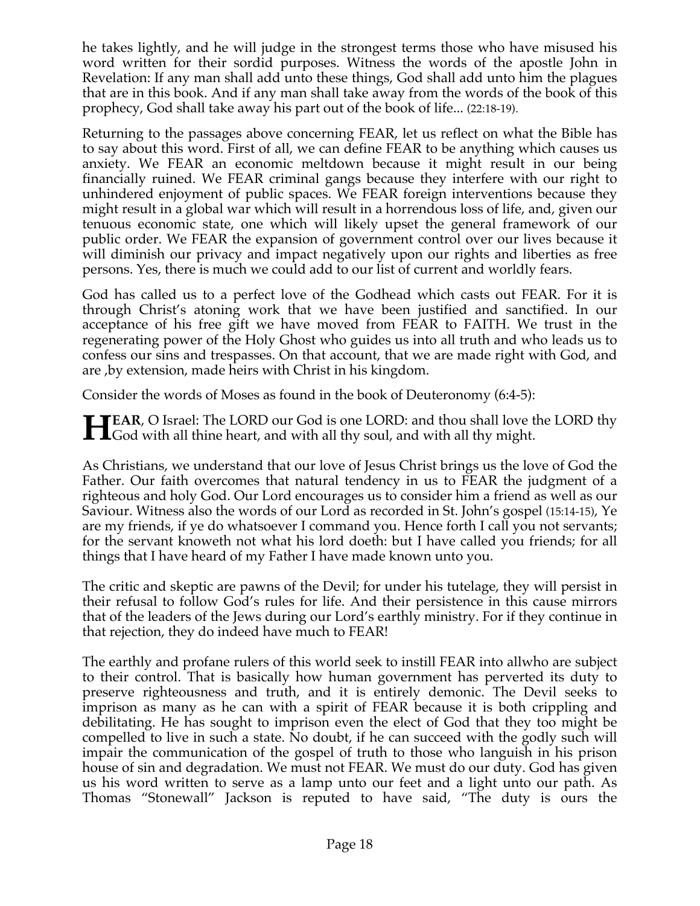he takes lightly, and he will judge in the strongest terms those who have misused his word written for their sordid purposes. Witness the words of the apostle John in Revelation: If any man shall add unto these things, God shall add unto him the plagues that are in this book. And if any man shall take away from the words of the book of this prophecy, God shall take away his part out of the book of life... (22:18-19).

Returning to the passages above concerning FEAR, let us reflect on what the Bible has to say about this word. First of all, we can define FEAR to be anything which causes us anxiety. We FEAR an economic meltdown because it might result in our being financially ruined. We FEAR criminal gangs because they interfere with our right to unhindered enjoyment of public spaces. We FEAR foreign interventions because they might result in a global war which will result in a horrendous loss of life, and, given our tenuous economic state, one which will likely upset the general framework of our public order. We FEAR the expansion of government control over our lives because it will diminish our privacy and impact negatively upon our rights and liberties as free persons. Yes, there is much we could add to our list of current and worldly fears.

God has called us to a perfect love of the Godhead which casts out FEAR. For it is through Christ's atoning work that we have been justified and sanctified. In our acceptance of his free gift we have moved from FEAR to FAITH. We trust in the regenerating power of the Holy Ghost who guides us into all truth and who leads us to confess our sins and trespasses. On that account, that we are made right with God, and are ,by extension, made heirs with Christ in his kingdom.

Consider the words of Moses as found in the book of Deuteronomy (6:4-5):

**HEAR**, O Israel: The LORD our God is one LORD: and thou shall love the LORD thy God with all thine heart, and with all thy soul, and with all thy might.

As Christians, we understand that our love of Jesus Christ brings us the love of God the Father. Our faith overcomes that natural tendency in us to FEAR the judgment of a righteous and holy God. Our Lord encourages us to consider him a friend as well as our Saviour. Witness also the words of our Lord as recorded in St. John's gospel (15:14-15), Ye are my friends, if ye do whatsoever I command you. Hence forth I call you not servants; for the servant knoweth not what his lord doeth: but I have called you friends; for all things that I have heard of my Father I have made known unto you.

The critic and skeptic are pawns of the Devil; for under his tutelage, they will persist in their refusal to follow God's rules for life. And their persistence in this cause mirrors that of the leaders of the Jews during our Lord's earthly ministry. For if they continue in that rejection, they do indeed have much to FEAR!

The earthly and profane rulers of this world seek to instill FEAR into allwho are subject to their control. That is basically how human government has perverted its duty to preserve righteousness and truth, and it is entirely demonic. The Devil seeks to imprison as many as he can with a spirit of FEAR because it is both crippling and debilitating. He has sought to imprison even the elect of God that they too might be compelled to live in such a state. No doubt, if he can succeed with the godly such will impair the communication of the gospel of truth to those who languish in his prison house of sin and degradation. We must not FEAR. We must do our duty. God has given us his word written to serve as a lamp unto our feet and a light unto our path. As Thomas "Stonewall" Jackson is reputed to have said, "The duty is ours the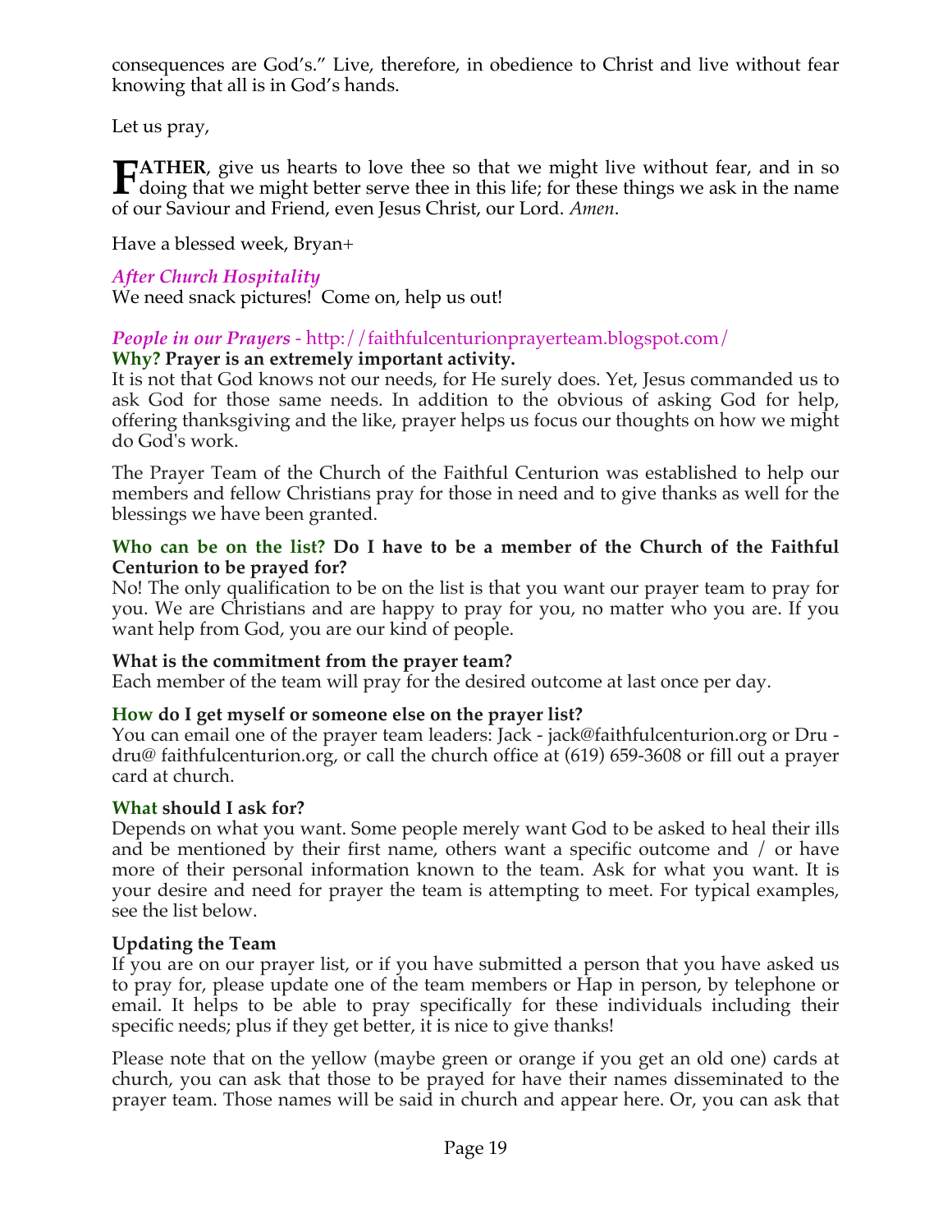consequences are God's." Live, therefore, in obedience to Christ and live without fear knowing that all is in God's hands.

Let us pray,

**FATHER**, give us hearts to love thee so that we might live without fear, and in so doing that we might better serve thee in this life; for these things we ask in the name of our Saviour and Friend, even Jesus Christ, our Lord. *Amen*.

Have a blessed week, Bryan+

### *After Church Hospitality*

We need snack pictures! Come on, help us out!

### *People in our Prayers* - http://faithfulcenturionprayerteam.blogspot.com/

**Why? Prayer is an extremely important activity.**

It is not that God knows not our needs, for He surely does. Yet, Jesus commanded us to ask God for those same needs. In addition to the obvious of asking God for help, offering thanksgiving and the like, prayer helps us focus our thoughts on how we might do God's work.

The Prayer Team of the Church of the Faithful Centurion was established to help our members and fellow Christians pray for those in need and to give thanks as well for the blessings we have been granted.

**Who can be on the list? Do I have to be a member of the Church of the Faithful Centurion to be prayed for?**

No! The only qualification to be on the list is that you want our prayer team to pray for you. We are Christians and are happy to pray for you, no matter who you are. If you want help from God, you are our kind of people.

**What is the commitment from the prayer team?**

Each member of the team will pray for the desired outcome at last once per day.

**How do I get myself or someone else on the prayer list?**

You can email one of the prayer team leaders: Jack - jack@faithfulcenturion.org or Dru - dru@ faithfulcenturion.org, or call the church office at (619) 659-3608 or fill out a prayer card at church.

**What should I ask for?**

Depends on what you want. Some people merely want God to be asked to heal their ills and be mentioned by their first name, others want a specific outcome and / or have more of their personal information known to the team. Ask for what you want. It is your desire and need for prayer the team is attempting to meet. For typical examples, see the list below.

**Updating the Team**

If you are on our prayer list, or if you have submitted a person that you have asked us to pray for, please update one of the team members or Hap in person, by telephone or email. It helps to be able to pray specifically for these individuals including their specific needs; plus if they get better, it is nice to give thanks!

Please note that on the yellow (maybe green or orange if you get an old one) cards at church, you can ask that those to be prayed for have their names disseminated to the prayer team. Those names will be said in church and appear here. Or, you can ask that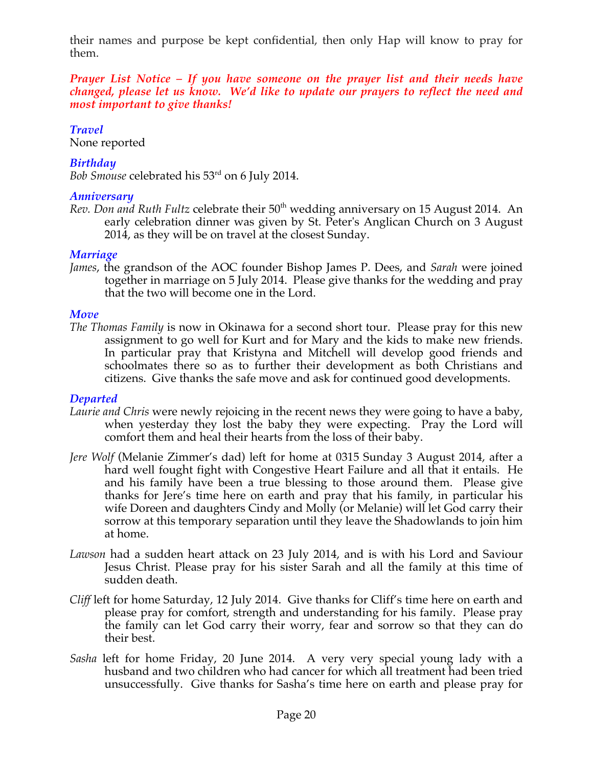their names and purpose be kept confidential, then only Hap will know to pray for them.

***Prayer List Notice – If you have someone on the prayer list and their needs have changed, please let us know. We'd like to update our prayers to reflect the need and most important to give thanks!***

### *Travel*

None reported

### *Birthday*

*Bob Smouse* celebrated his 53rd on 6 July 2014.

### *Anniversary*

*Rev. Don and Ruth Fultz* celebrate their 50th wedding anniversary on 15 August 2014. An early celebration dinner was given by St. Peter's Anglican Church on 3 August 2014, as they will be on travel at the closest Sunday.

### *Marriage*

*James*, the grandson of the AOC founder Bishop James P. Dees, and *Sarah* were joined together in marriage on 5 July 2014. Please give thanks for the wedding and pray that the two will become one in the Lord.

### *Move*

*The Thomas Family* is now in Okinawa for a second short tour. Please pray for this new assignment to go well for Kurt and for Mary and the kids to make new friends. In particular pray that Kristyna and Mitchell will develop good friends and schoolmates there so as to further their development as both Christians and citizens. Give thanks the safe move and ask for continued good developments.

### *Departed*

*Laurie and Chris* were newly rejoicing in the recent news they were going to have a baby, when yesterday they lost the baby they were expecting. Pray the Lord will comfort them and heal their hearts from the loss of their baby.

*Jere Wolf* (Melanie Zimmer's dad) left for home at 0315 Sunday 3 August 2014, after a hard well fought fight with Congestive Heart Failure and all that it entails. He and his family have been a true blessing to those around them. Please give thanks for Jere's time here on earth and pray that his family, in particular his wife Doreen and daughters Cindy and Molly (or Melanie) will let God carry their sorrow at this temporary separation until they leave the Shadowlands to join him at home.

*Lawson* had a sudden heart attack on 23 July 2014, and is with his Lord and Saviour Jesus Christ. Please pray for his sister Sarah and all the family at this time of sudden death.

*Cliff* left for home Saturday, 12 July 2014. Give thanks for Cliff's time here on earth and please pray for comfort, strength and understanding for his family. Please pray the family can let God carry their worry, fear and sorrow so that they can do their best.

*Sasha* left for home Friday, 20 June 2014. A very very special young lady with a husband and two children who had cancer for which all treatment had been tried unsuccessfully. Give thanks for Sasha's time here on earth and please pray for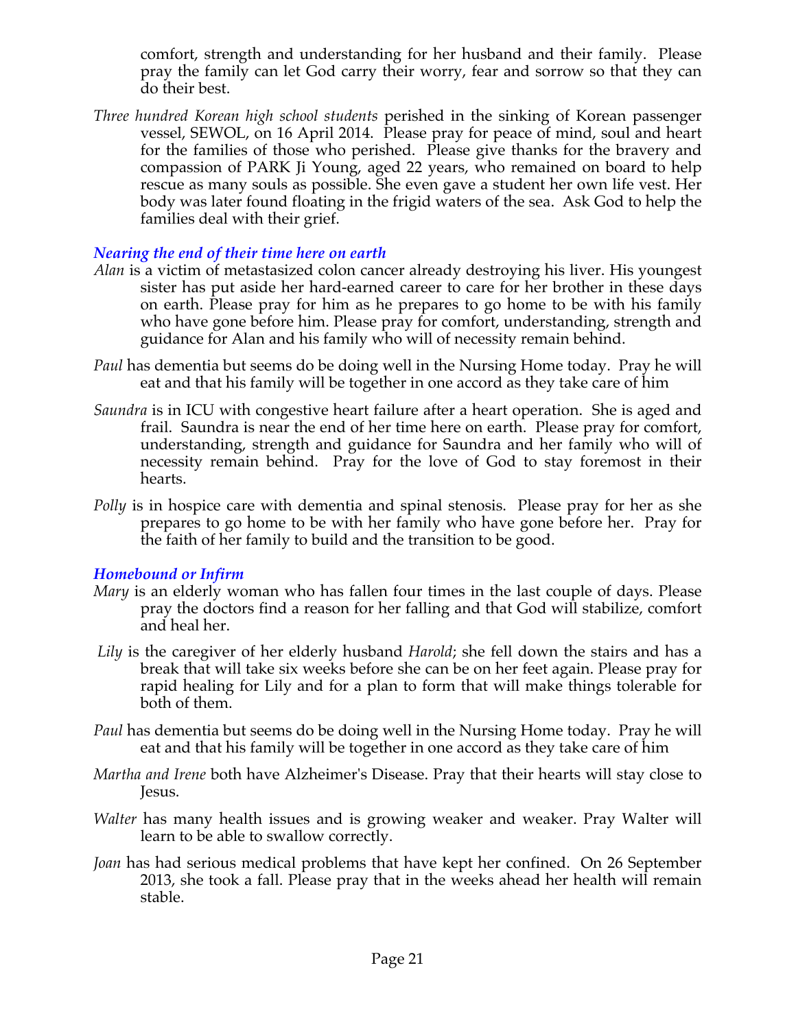comfort, strength and understanding for her husband and their family. Please pray the family can let God carry their worry, fear and sorrow so that they can do their best.

*Three hundred Korean high school students* perished in the sinking of Korean passenger vessel, SEWOL, on 16 April 2014. Please pray for peace of mind, soul and heart for the families of those who perished. Please give thanks for the bravery and compassion of PARK Ji Young, aged 22 years, who remained on board to help rescue as many souls as possible. She even gave a student her own life vest. Her body was later found floating in the frigid waters of the sea. Ask God to help the families deal with their grief.

### *Nearing the end of their time here on earth*

*Alan* is a victim of metastasized colon cancer already destroying his liver. His youngest sister has put aside her hard-earned career to care for her brother in these days on earth. Please pray for him as he prepares to go home to be with his family who have gone before him. Please pray for comfort, understanding, strength and guidance for Alan and his family who will of necessity remain behind.

*Paul* has dementia but seems do be doing well in the Nursing Home today. Pray he will eat and that his family will be together in one accord as they take care of him

*Saundra* is in ICU with congestive heart failure after a heart operation. She is aged and frail. Saundra is near the end of her time here on earth. Please pray for comfort, understanding, strength and guidance for Saundra and her family who will of necessity remain behind. Pray for the love of God to stay foremost in their hearts.

*Polly* is in hospice care with dementia and spinal stenosis. Please pray for her as she prepares to go home to be with her family who have gone before her. Pray for the faith of her family to build and the transition to be good.

### *Homebound or Infirm*

*Mary* is an elderly woman who has fallen four times in the last couple of days. Please pray the doctors find a reason for her falling and that God will stabilize, comfort and heal her.

*Lily* is the caregiver of her elderly husband *Harold*; she fell down the stairs and has a break that will take six weeks before she can be on her feet again. Please pray for rapid healing for Lily and for a plan to form that will make things tolerable for both of them.

*Paul* has dementia but seems do be doing well in the Nursing Home today. Pray he will eat and that his family will be together in one accord as they take care of him

*Martha and Irene* both have Alzheimer's Disease. Pray that their hearts will stay close to Jesus.

*Walter* has many health issues and is growing weaker and weaker. Pray Walter will learn to be able to swallow correctly.

*Joan* has had serious medical problems that have kept her confined. On 26 September 2013, she took a fall. Please pray that in the weeks ahead her health will remain stable.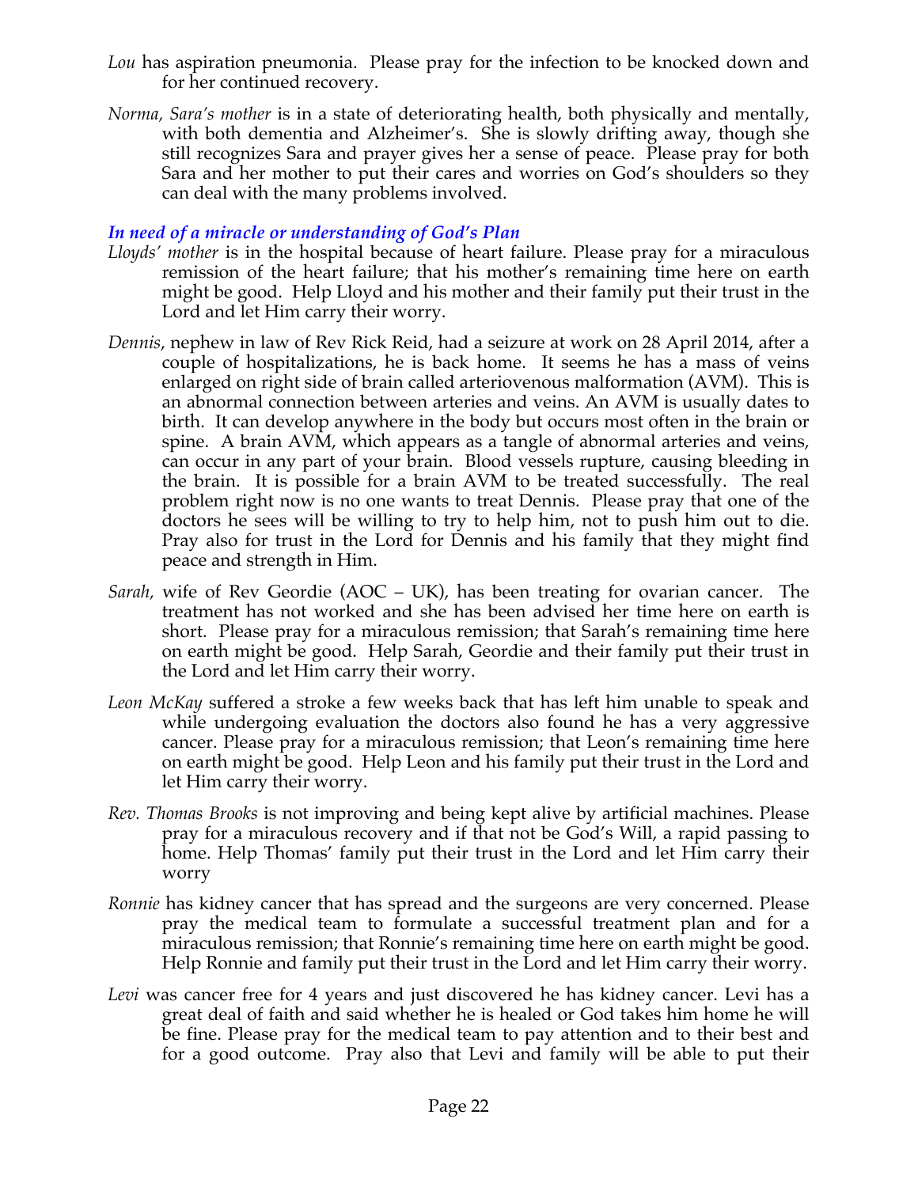*Lou* has aspiration pneumonia. Please pray for the infection to be knocked down and for her continued recovery.

*Norma, Sara's mother* is in a state of deteriorating health, both physically and mentally, with both dementia and Alzheimer's. She is slowly drifting away, though she still recognizes Sara and prayer gives her a sense of peace. Please pray for both Sara and her mother to put their cares and worries on God's shoulders so they can deal with the many problems involved.

### *In need of a miracle or understanding of God's Plan*

*Lloyds' mother* is in the hospital because of heart failure. Please pray for a miraculous remission of the heart failure; that his mother's remaining time here on earth might be good. Help Lloyd and his mother and their family put their trust in the Lord and let Him carry their worry.

*Dennis*, nephew in law of Rev Rick Reid, had a seizure at work on 28 April 2014, after a couple of hospitalizations, he is back home. It seems he has a mass of veins enlarged on right side of brain called arteriovenous malformation (AVM). This is an abnormal connection between arteries and veins. An AVM is usually dates to birth. It can develop anywhere in the body but occurs most often in the brain or spine. A brain AVM, which appears as a tangle of abnormal arteries and veins, can occur in any part of your brain. Blood vessels rupture, causing bleeding in the brain. It is possible for a brain AVM to be treated successfully. The real problem right now is no one wants to treat Dennis. Please pray that one of the doctors he sees will be willing to try to help him, not to push him out to die. Pray also for trust in the Lord for Dennis and his family that they might find peace and strength in Him.

*Sarah,* wife of Rev Geordie (AOC – UK), has been treating for ovarian cancer. The treatment has not worked and she has been advised her time here on earth is short. Please pray for a miraculous remission; that Sarah's remaining time here on earth might be good. Help Sarah, Geordie and their family put their trust in the Lord and let Him carry their worry.

*Leon McKay* suffered a stroke a few weeks back that has left him unable to speak and while undergoing evaluation the doctors also found he has a very aggressive cancer. Please pray for a miraculous remission; that Leon's remaining time here on earth might be good. Help Leon and his family put their trust in the Lord and let Him carry their worry.

*Rev. Thomas Brooks* is not improving and being kept alive by artificial machines. Please pray for a miraculous recovery and if that not be God's Will, a rapid passing to home. Help Thomas' family put their trust in the Lord and let Him carry their worry

*Ronnie* has kidney cancer that has spread and the surgeons are very concerned. Please pray the medical team to formulate a successful treatment plan and for a miraculous remission; that Ronnie's remaining time here on earth might be good. Help Ronnie and family put their trust in the Lord and let Him carry their worry.

*Levi* was cancer free for 4 years and just discovered he has kidney cancer. Levi has a great deal of faith and said whether he is healed or God takes him home he will be fine. Please pray for the medical team to pay attention and to their best and for a good outcome. Pray also that Levi and family will be able to put their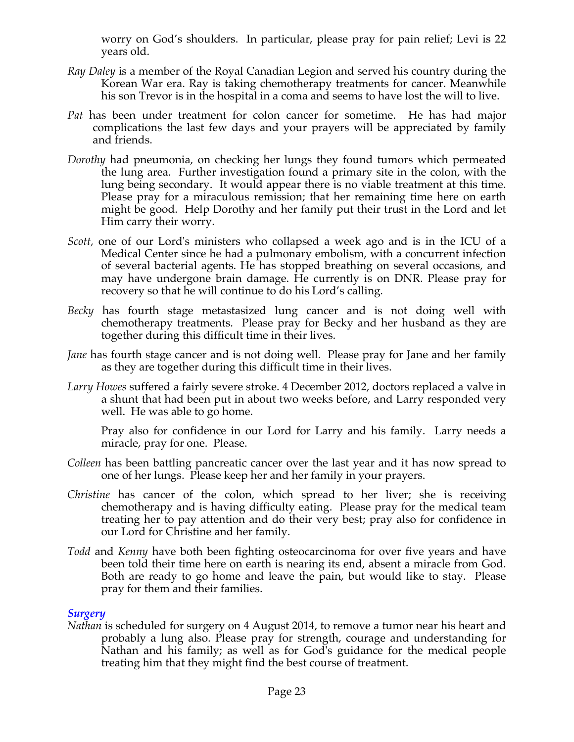worry on God's shoulders. In particular, please pray for pain relief; Levi is 22 years old.

*Ray Daley* is a member of the Royal Canadian Legion and served his country during the Korean War era. Ray is taking chemotherapy treatments for cancer. Meanwhile his son Trevor is in the hospital in a coma and seems to have lost the will to live.

*Pat* has been under treatment for colon cancer for sometime. He has had major complications the last few days and your prayers will be appreciated by family and friends.

*Dorothy* had pneumonia, on checking her lungs they found tumors which permeated the lung area. Further investigation found a primary site in the colon, with the lung being secondary. It would appear there is no viable treatment at this time. Please pray for a miraculous remission; that her remaining time here on earth might be good. Help Dorothy and her family put their trust in the Lord and let Him carry their worry.

*Scott,* one of our Lord's ministers who collapsed a week ago and is in the ICU of a Medical Center since he had a pulmonary embolism, with a concurrent infection of several bacterial agents. He has stopped breathing on several occasions, and may have undergone brain damage. He currently is on DNR. Please pray for recovery so that he will continue to do his Lord's calling.

*Becky* has fourth stage metastasized lung cancer and is not doing well with chemotherapy treatments. Please pray for Becky and her husband as they are together during this difficult time in their lives.

*Jane* has fourth stage cancer and is not doing well. Please pray for Jane and her family as they are together during this difficult time in their lives.

*Larry Howes* suffered a fairly severe stroke. 4 December 2012, doctors replaced a valve in a shunt that had been put in about two weeks before, and Larry responded very well. He was able to go home.

Pray also for confidence in our Lord for Larry and his family. Larry needs a miracle, pray for one. Please.

*Colleen* has been battling pancreatic cancer over the last year and it has now spread to one of her lungs. Please keep her and her family in your prayers.

*Christine* has cancer of the colon, which spread to her liver; she is receiving chemotherapy and is having difficulty eating. Please pray for the medical team treating her to pay attention and do their very best; pray also for confidence in our Lord for Christine and her family.

*Todd* and *Kenny* have both been fighting osteocarcinoma for over five years and have been told their time here on earth is nearing its end, absent a miracle from God. Both are ready to go home and leave the pain, but would like to stay. Please pray for them and their families.

### *Surgery*

*Nathan* is scheduled for surgery on 4 August 2014, to remove a tumor near his heart and probably a lung also. Please pray for strength, courage and understanding for Nathan and his family; as well as for God's guidance for the medical people treating him that they might find the best course of treatment.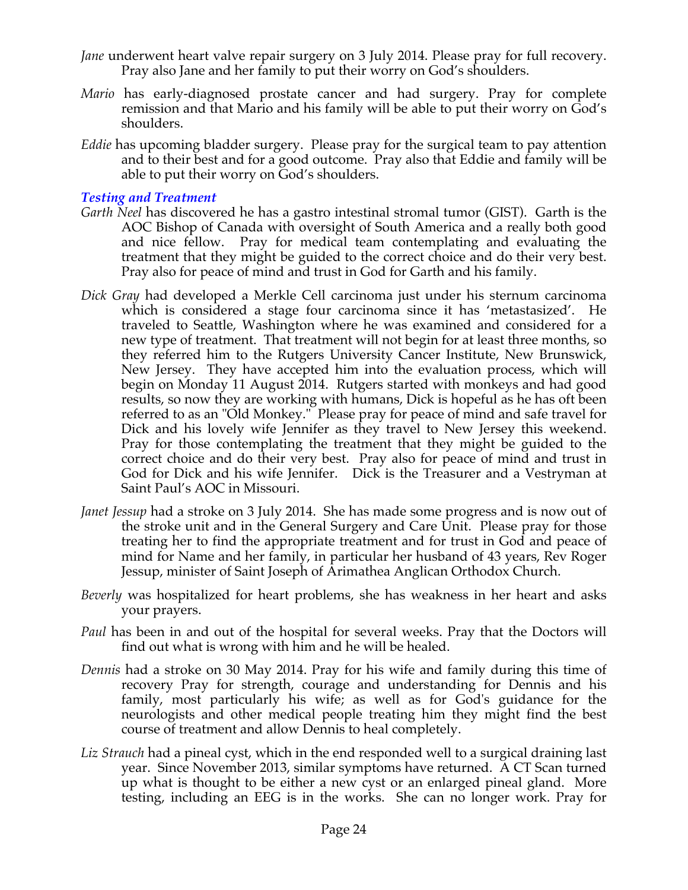*Jane* underwent heart valve repair surgery on 3 July 2014. Please pray for full recovery. Pray also Jane and her family to put their worry on God's shoulders.

*Mario* has early-diagnosed prostate cancer and had surgery. Pray for complete remission and that Mario and his family will be able to put their worry on God's shoulders.

*Eddie* has upcoming bladder surgery. Please pray for the surgical team to pay attention and to their best and for a good outcome. Pray also that Eddie and family will be able to put their worry on God's shoulders.

### *Testing and Treatment*

*Garth Neel* has discovered he has a gastro intestinal stromal tumor (GIST). Garth is the AOC Bishop of Canada with oversight of South America and a really both good and nice fellow. Pray for medical team contemplating and evaluating the treatment that they might be guided to the correct choice and do their very best. Pray also for peace of mind and trust in God for Garth and his family.

*Dick Gray* had developed a Merkle Cell carcinoma just under his sternum carcinoma which is considered a stage four carcinoma since it has 'metastasized'. He traveled to Seattle, Washington where he was examined and considered for a new type of treatment. That treatment will not begin for at least three months, so they referred him to the Rutgers University Cancer Institute, New Brunswick, New Jersey. They have accepted him into the evaluation process, which will begin on Monday 11 August 2014. Rutgers started with monkeys and had good results, so now they are working with humans, Dick is hopeful as he has oft been referred to as an "Old Monkey." Please pray for peace of mind and safe travel for Dick and his lovely wife Jennifer as they travel to New Jersey this weekend. Pray for those contemplating the treatment that they might be guided to the correct choice and do their very best. Pray also for peace of mind and trust in God for Dick and his wife Jennifer. Dick is the Treasurer and a Vestryman at Saint Paul's AOC in Missouri.

*Janet Jessup* had a stroke on 3 July 2014. She has made some progress and is now out of the stroke unit and in the General Surgery and Care Unit. Please pray for those treating her to find the appropriate treatment and for trust in God and peace of mind for Name and her family, in particular her husband of 43 years, Rev Roger Jessup, minister of Saint Joseph of Arimathea Anglican Orthodox Church.

*Beverly* was hospitalized for heart problems, she has weakness in her heart and asks your prayers.

*Paul* has been in and out of the hospital for several weeks. Pray that the Doctors will find out what is wrong with him and he will be healed.

*Dennis* had a stroke on 30 May 2014. Pray for his wife and family during this time of recovery Pray for strength, courage and understanding for Dennis and his family, most particularly his wife; as well as for God's guidance for the neurologists and other medical people treating him they might find the best course of treatment and allow Dennis to heal completely.

*Liz Strauch* had a pineal cyst, which in the end responded well to a surgical draining last year. Since November 2013, similar symptoms have returned. A CT Scan turned up what is thought to be either a new cyst or an enlarged pineal gland. More testing, including an EEG is in the works. She can no longer work. Pray for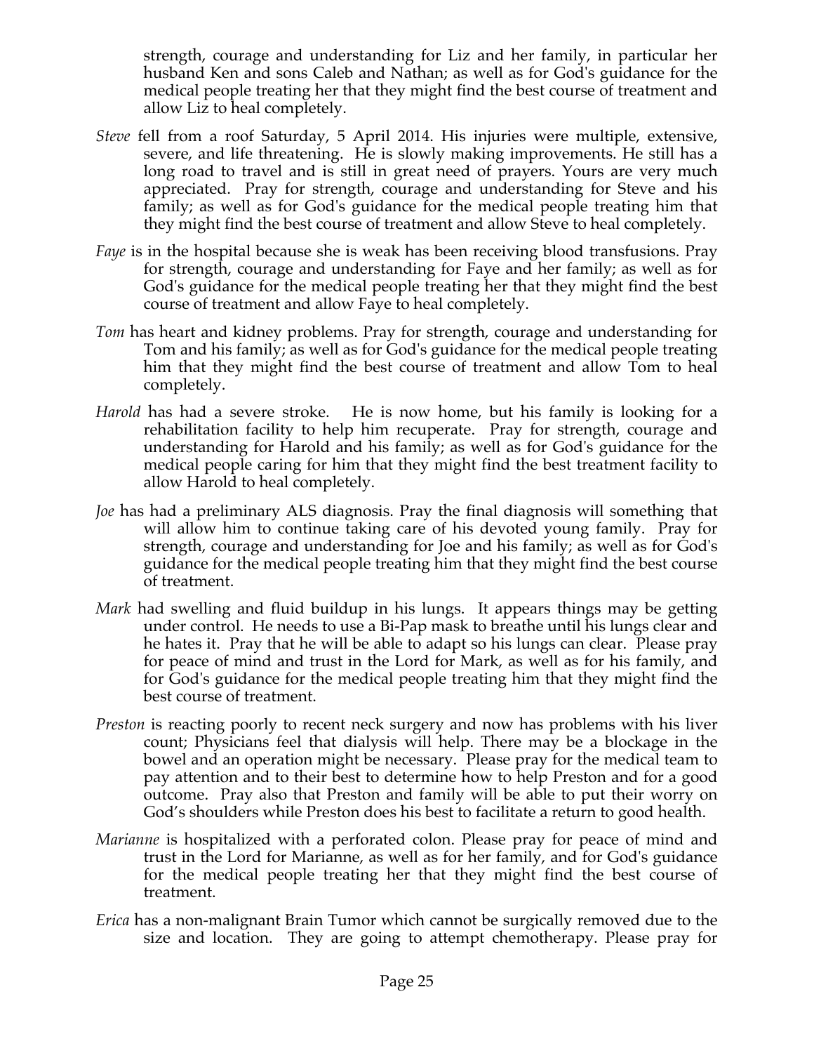strength, courage and understanding for Liz and her family, in particular her husband Ken and sons Caleb and Nathan; as well as for God's guidance for the medical people treating her that they might find the best course of treatment and allow Liz to heal completely.

*Steve* fell from a roof Saturday, 5 April 2014. His injuries were multiple, extensive, severe, and life threatening. He is slowly making improvements. He still has a long road to travel and is still in great need of prayers. Yours are very much appreciated. Pray for strength, courage and understanding for Steve and his family; as well as for God's guidance for the medical people treating him that they might find the best course of treatment and allow Steve to heal completely.

*Faye* is in the hospital because she is weak has been receiving blood transfusions. Pray for strength, courage and understanding for Faye and her family; as well as for God's guidance for the medical people treating her that they might find the best course of treatment and allow Faye to heal completely.

*Tom* has heart and kidney problems. Pray for strength, courage and understanding for Tom and his family; as well as for God's guidance for the medical people treating him that they might find the best course of treatment and allow Tom to heal completely.

*Harold* has had a severe stroke. He is now home, but his family is looking for a rehabilitation facility to help him recuperate. Pray for strength, courage and understanding for Harold and his family; as well as for God's guidance for the medical people caring for him that they might find the best treatment facility to allow Harold to heal completely.

*Joe* has had a preliminary ALS diagnosis. Pray the final diagnosis will something that will allow him to continue taking care of his devoted young family. Pray for strength, courage and understanding for Joe and his family; as well as for God's guidance for the medical people treating him that they might find the best course of treatment.

*Mark* had swelling and fluid buildup in his lungs. It appears things may be getting under control. He needs to use a Bi-Pap mask to breathe until his lungs clear and he hates it. Pray that he will be able to adapt so his lungs can clear. Please pray for peace of mind and trust in the Lord for Mark, as well as for his family, and for God's guidance for the medical people treating him that they might find the best course of treatment.

*Preston* is reacting poorly to recent neck surgery and now has problems with his liver count; Physicians feel that dialysis will help. There may be a blockage in the bowel and an operation might be necessary. Please pray for the medical team to pay attention and to their best to determine how to help Preston and for a good outcome. Pray also that Preston and family will be able to put their worry on God's shoulders while Preston does his best to facilitate a return to good health.

*Marianne* is hospitalized with a perforated colon. Please pray for peace of mind and trust in the Lord for Marianne, as well as for her family, and for God's guidance for the medical people treating her that they might find the best course of treatment.

*Erica* has a non-malignant Brain Tumor which cannot be surgically removed due to the size and location. They are going to attempt chemotherapy. Please pray for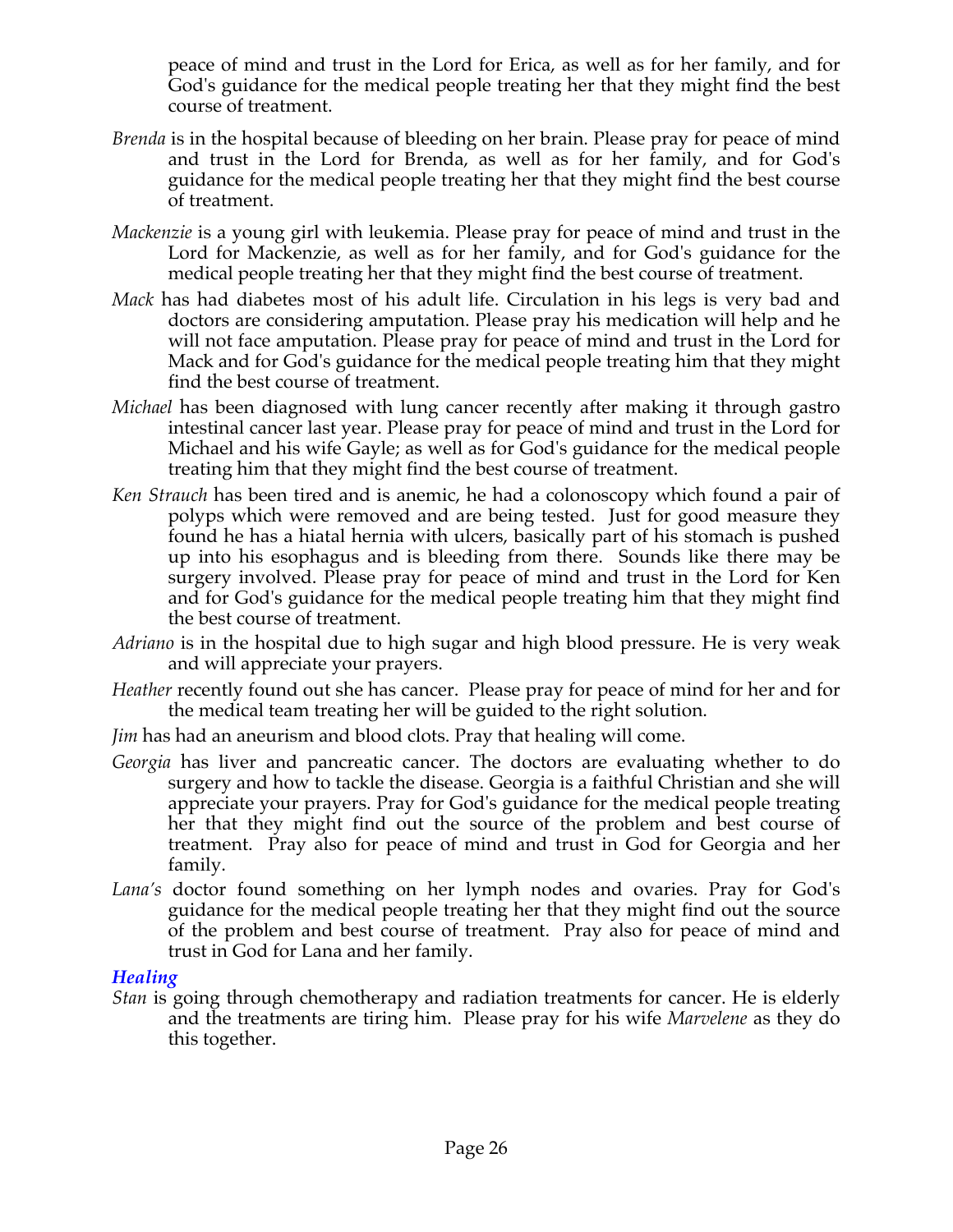peace of mind and trust in the Lord for Erica, as well as for her family, and for God's guidance for the medical people treating her that they might find the best course of treatment.

*Brenda* is in the hospital because of bleeding on her brain. Please pray for peace of mind and trust in the Lord for Brenda, as well as for her family, and for God's guidance for the medical people treating her that they might find the best course of treatment.

*Mackenzie* is a young girl with leukemia. Please pray for peace of mind and trust in the Lord for Mackenzie, as well as for her family, and for God's guidance for the medical people treating her that they might find the best course of treatment.

*Mack* has had diabetes most of his adult life. Circulation in his legs is very bad and doctors are considering amputation. Please pray his medication will help and he will not face amputation. Please pray for peace of mind and trust in the Lord for Mack and for God's guidance for the medical people treating him that they might find the best course of treatment.

*Michael* has been diagnosed with lung cancer recently after making it through gastro intestinal cancer last year. Please pray for peace of mind and trust in the Lord for Michael and his wife Gayle; as well as for God's guidance for the medical people treating him that they might find the best course of treatment.

*Ken Strauch* has been tired and is anemic, he had a colonoscopy which found a pair of polyps which were removed and are being tested. Just for good measure they found he has a hiatal hernia with ulcers, basically part of his stomach is pushed up into his esophagus and is bleeding from there. Sounds like there may be surgery involved. Please pray for peace of mind and trust in the Lord for Ken and for God's guidance for the medical people treating him that they might find the best course of treatment.

*Adriano* is in the hospital due to high sugar and high blood pressure. He is very weak and will appreciate your prayers.

*Heather* recently found out she has cancer. Please pray for peace of mind for her and for the medical team treating her will be guided to the right solution.

*Jim* has had an aneurism and blood clots. Pray that healing will come.

*Georgia* has liver and pancreatic cancer. The doctors are evaluating whether to do surgery and how to tackle the disease. Georgia is a faithful Christian and she will appreciate your prayers. Pray for God's guidance for the medical people treating her that they might find out the source of the problem and best course of treatment. Pray also for peace of mind and trust in God for Georgia and her family.

*Lana's* doctor found something on her lymph nodes and ovaries. Pray for God's guidance for the medical people treating her that they might find out the source of the problem and best course of treatment. Pray also for peace of mind and trust in God for Lana and her family.

### *Healing*

*Stan* is going through chemotherapy and radiation treatments for cancer. He is elderly and the treatments are tiring him. Please pray for his wife *Marvelene* as they do this together.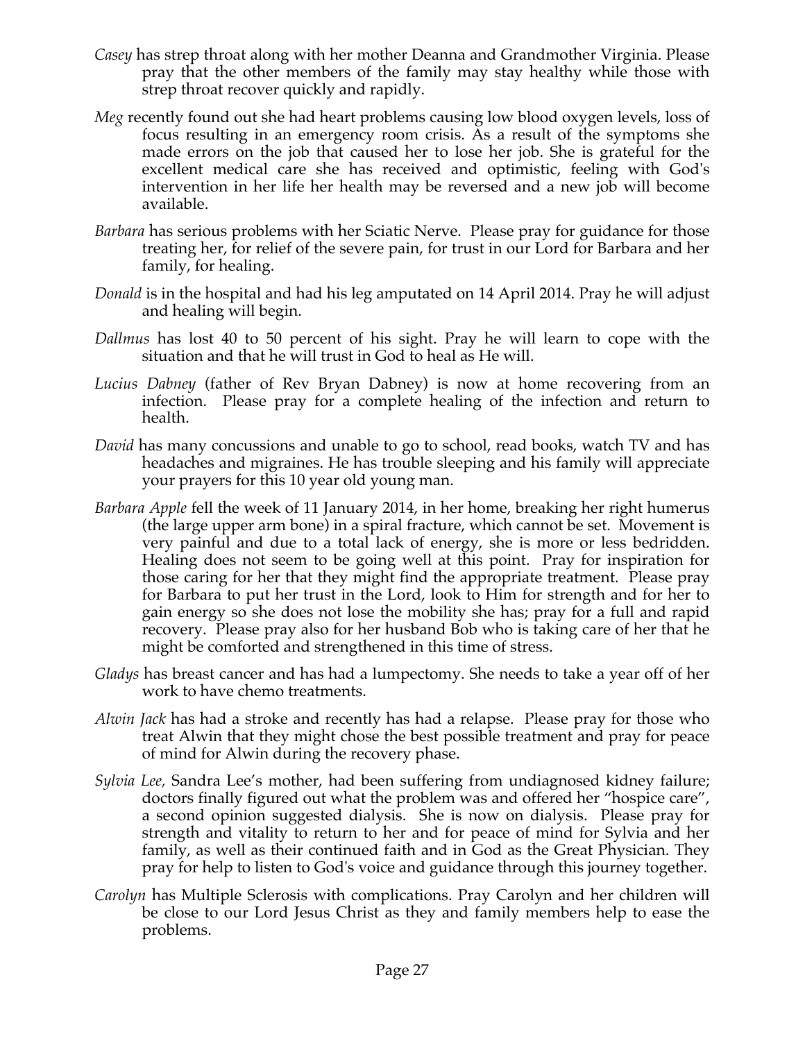*Casey* has strep throat along with her mother Deanna and Grandmother Virginia. Please pray that the other members of the family may stay healthy while those with strep throat recover quickly and rapidly.

*Meg* recently found out she had heart problems causing low blood oxygen levels, loss of focus resulting in an emergency room crisis. As a result of the symptoms she made errors on the job that caused her to lose her job. She is grateful for the excellent medical care she has received and optimistic, feeling with God's intervention in her life her health may be reversed and a new job will become available.

*Barbara* has serious problems with her Sciatic Nerve. Please pray for guidance for those treating her, for relief of the severe pain, for trust in our Lord for Barbara and her family, for healing.

*Donald* is in the hospital and had his leg amputated on 14 April 2014. Pray he will adjust and healing will begin.

*Dallmus* has lost 40 to 50 percent of his sight. Pray he will learn to cope with the situation and that he will trust in God to heal as He will.

*Lucius Dabney* (father of Rev Bryan Dabney) is now at home recovering from an infection. Please pray for a complete healing of the infection and return to health.

*David* has many concussions and unable to go to school, read books, watch TV and has headaches and migraines. He has trouble sleeping and his family will appreciate your prayers for this 10 year old young man.

*Barbara Apple* fell the week of 11 January 2014, in her home, breaking her right humerus (the large upper arm bone) in a spiral fracture, which cannot be set. Movement is very painful and due to a total lack of energy, she is more or less bedridden. Healing does not seem to be going well at this point. Pray for inspiration for those caring for her that they might find the appropriate treatment. Please pray for Barbara to put her trust in the Lord, look to Him for strength and for her to gain energy so she does not lose the mobility she has; pray for a full and rapid recovery. Please pray also for her husband Bob who is taking care of her that he might be comforted and strengthened in this time of stress.

*Gladys* has breast cancer and has had a lumpectomy. She needs to take a year off of her work to have chemo treatments.

*Alwin Jack* has had a stroke and recently has had a relapse. Please pray for those who treat Alwin that they might chose the best possible treatment and pray for peace of mind for Alwin during the recovery phase.

*Sylvia Lee,* Sandra Lee's mother, had been suffering from undiagnosed kidney failure; doctors finally figured out what the problem was and offered her "hospice care", a second opinion suggested dialysis. She is now on dialysis. Please pray for strength and vitality to return to her and for peace of mind for Sylvia and her family, as well as their continued faith and in God as the Great Physician. They pray for help to listen to God's voice and guidance through this journey together.

*Carolyn* has Multiple Sclerosis with complications. Pray Carolyn and her children will be close to our Lord Jesus Christ as they and family members help to ease the problems.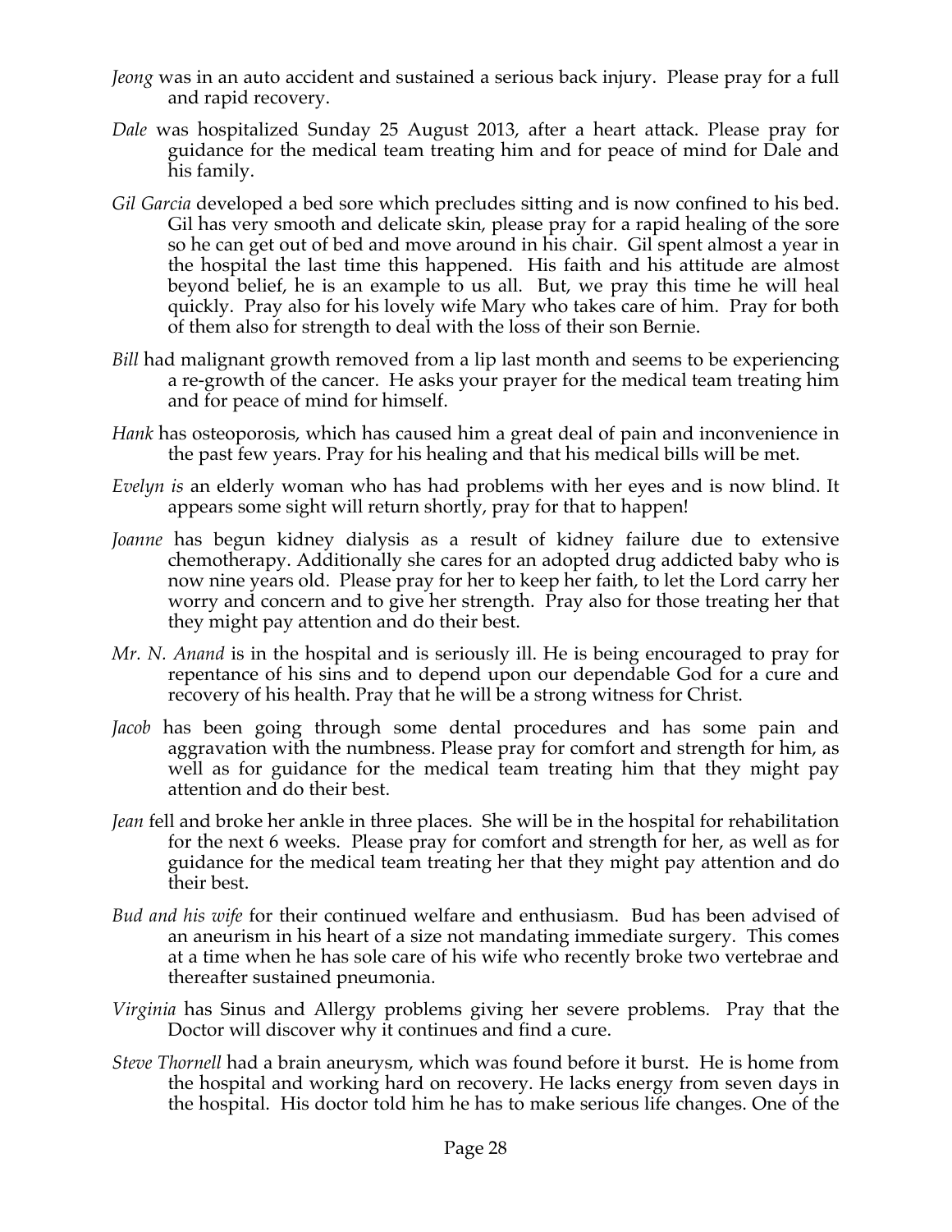*Jeong* was in an auto accident and sustained a serious back injury. Please pray for a full and rapid recovery.

*Dale* was hospitalized Sunday 25 August 2013, after a heart attack. Please pray for guidance for the medical team treating him and for peace of mind for Dale and his family.

*Gil Garcia* developed a bed sore which precludes sitting and is now confined to his bed. Gil has very smooth and delicate skin, please pray for a rapid healing of the sore so he can get out of bed and move around in his chair. Gil spent almost a year in the hospital the last time this happened. His faith and his attitude are almost beyond belief, he is an example to us all. But, we pray this time he will heal quickly. Pray also for his lovely wife Mary who takes care of him. Pray for both of them also for strength to deal with the loss of their son Bernie.

*Bill* had malignant growth removed from a lip last month and seems to be experiencing a re-growth of the cancer. He asks your prayer for the medical team treating him and for peace of mind for himself.

*Hank* has osteoporosis, which has caused him a great deal of pain and inconvenience in the past few years. Pray for his healing and that his medical bills will be met.

*Evelyn is* an elderly woman who has had problems with her eyes and is now blind. It appears some sight will return shortly, pray for that to happen!

*Joanne* has begun kidney dialysis as a result of kidney failure due to extensive chemotherapy. Additionally she cares for an adopted drug addicted baby who is now nine years old. Please pray for her to keep her faith, to let the Lord carry her worry and concern and to give her strength. Pray also for those treating her that they might pay attention and do their best.

*Mr. N. Anand* is in the hospital and is seriously ill. He is being encouraged to pray for repentance of his sins and to depend upon our dependable God for a cure and recovery of his health. Pray that he will be a strong witness for Christ.

*Jacob* has been going through some dental procedures and has some pain and aggravation with the numbness. Please pray for comfort and strength for him, as well as for guidance for the medical team treating him that they might pay attention and do their best.

*Jean* fell and broke her ankle in three places. She will be in the hospital for rehabilitation for the next 6 weeks. Please pray for comfort and strength for her, as well as for guidance for the medical team treating her that they might pay attention and do their best.

*Bud and his wife* for their continued welfare and enthusiasm. Bud has been advised of an aneurism in his heart of a size not mandating immediate surgery. This comes at a time when he has sole care of his wife who recently broke two vertebrae and thereafter sustained pneumonia.

*Virginia* has Sinus and Allergy problems giving her severe problems. Pray that the Doctor will discover why it continues and find a cure.

*Steve Thornell* had a brain aneurysm, which was found before it burst. He is home from the hospital and working hard on recovery. He lacks energy from seven days in the hospital. His doctor told him he has to make serious life changes. One of the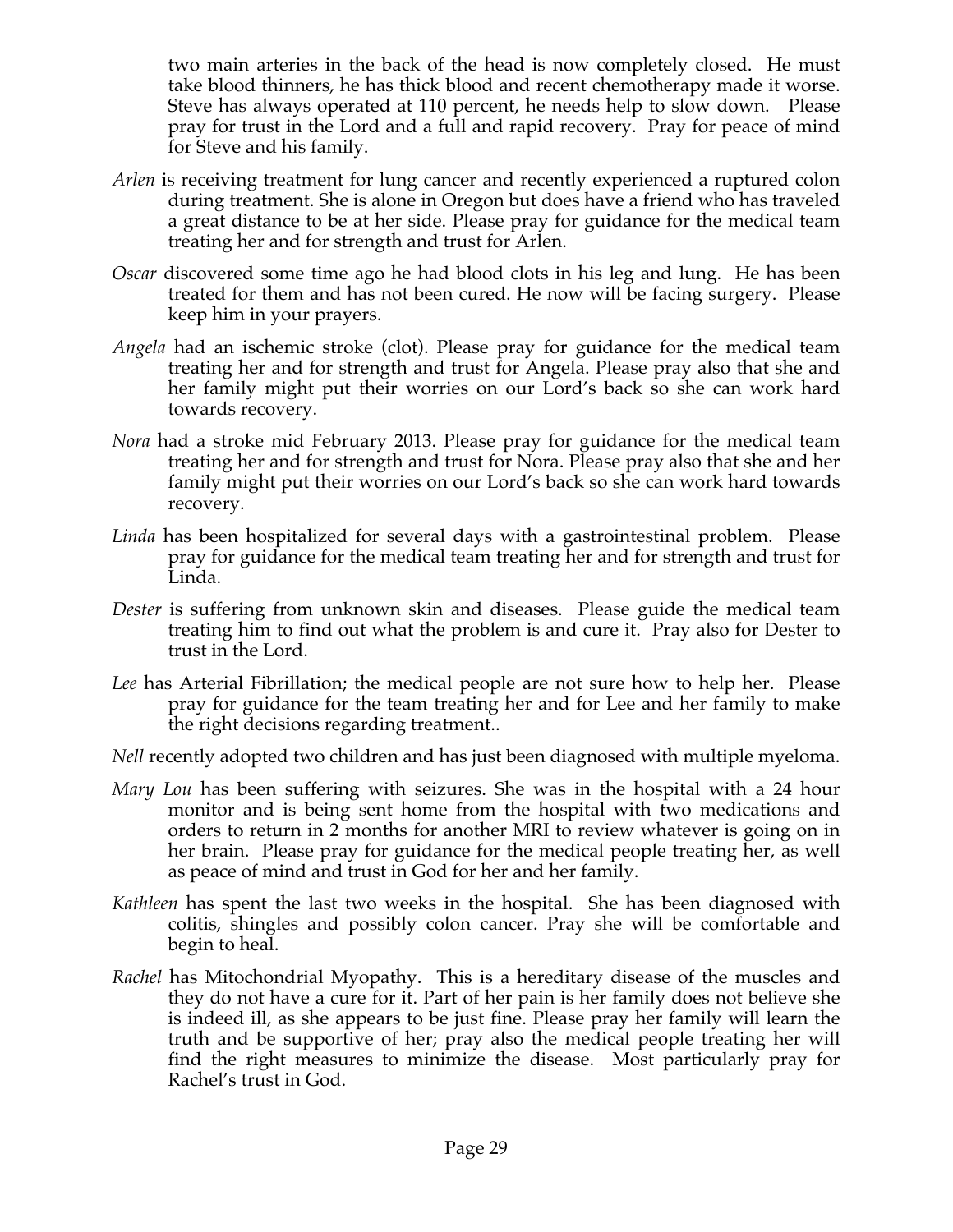two main arteries in the back of the head is now completely closed. He must take blood thinners, he has thick blood and recent chemotherapy made it worse. Steve has always operated at 110 percent, he needs help to slow down. Please pray for trust in the Lord and a full and rapid recovery. Pray for peace of mind for Steve and his family.

*Arlen* is receiving treatment for lung cancer and recently experienced a ruptured colon during treatment. She is alone in Oregon but does have a friend who has traveled a great distance to be at her side. Please pray for guidance for the medical team treating her and for strength and trust for Arlen.

*Oscar* discovered some time ago he had blood clots in his leg and lung. He has been treated for them and has not been cured. He now will be facing surgery. Please keep him in your prayers.

*Angela* had an ischemic stroke (clot). Please pray for guidance for the medical team treating her and for strength and trust for Angela. Please pray also that she and her family might put their worries on our Lord's back so she can work hard towards recovery.

*Nora* had a stroke mid February 2013. Please pray for guidance for the medical team treating her and for strength and trust for Nora. Please pray also that she and her family might put their worries on our Lord's back so she can work hard towards recovery.

*Linda* has been hospitalized for several days with a gastrointestinal problem. Please pray for guidance for the medical team treating her and for strength and trust for Linda.

*Dester* is suffering from unknown skin and diseases. Please guide the medical team treating him to find out what the problem is and cure it. Pray also for Dester to trust in the Lord.

*Lee* has Arterial Fibrillation; the medical people are not sure how to help her. Please pray for guidance for the team treating her and for Lee and her family to make the right decisions regarding treatment..

*Nell* recently adopted two children and has just been diagnosed with multiple myeloma.

*Mary Lou* has been suffering with seizures. She was in the hospital with a 24 hour monitor and is being sent home from the hospital with two medications and orders to return in 2 months for another MRI to review whatever is going on in her brain. Please pray for guidance for the medical people treating her, as well as peace of mind and trust in God for her and her family.

*Kathleen* has spent the last two weeks in the hospital. She has been diagnosed with colitis, shingles and possibly colon cancer. Pray she will be comfortable and begin to heal.

*Rachel* has Mitochondrial Myopathy. This is a hereditary disease of the muscles and they do not have a cure for it. Part of her pain is her family does not believe she is indeed ill, as she appears to be just fine. Please pray her family will learn the truth and be supportive of her; pray also the medical people treating her will find the right measures to minimize the disease. Most particularly pray for Rachel's trust in God.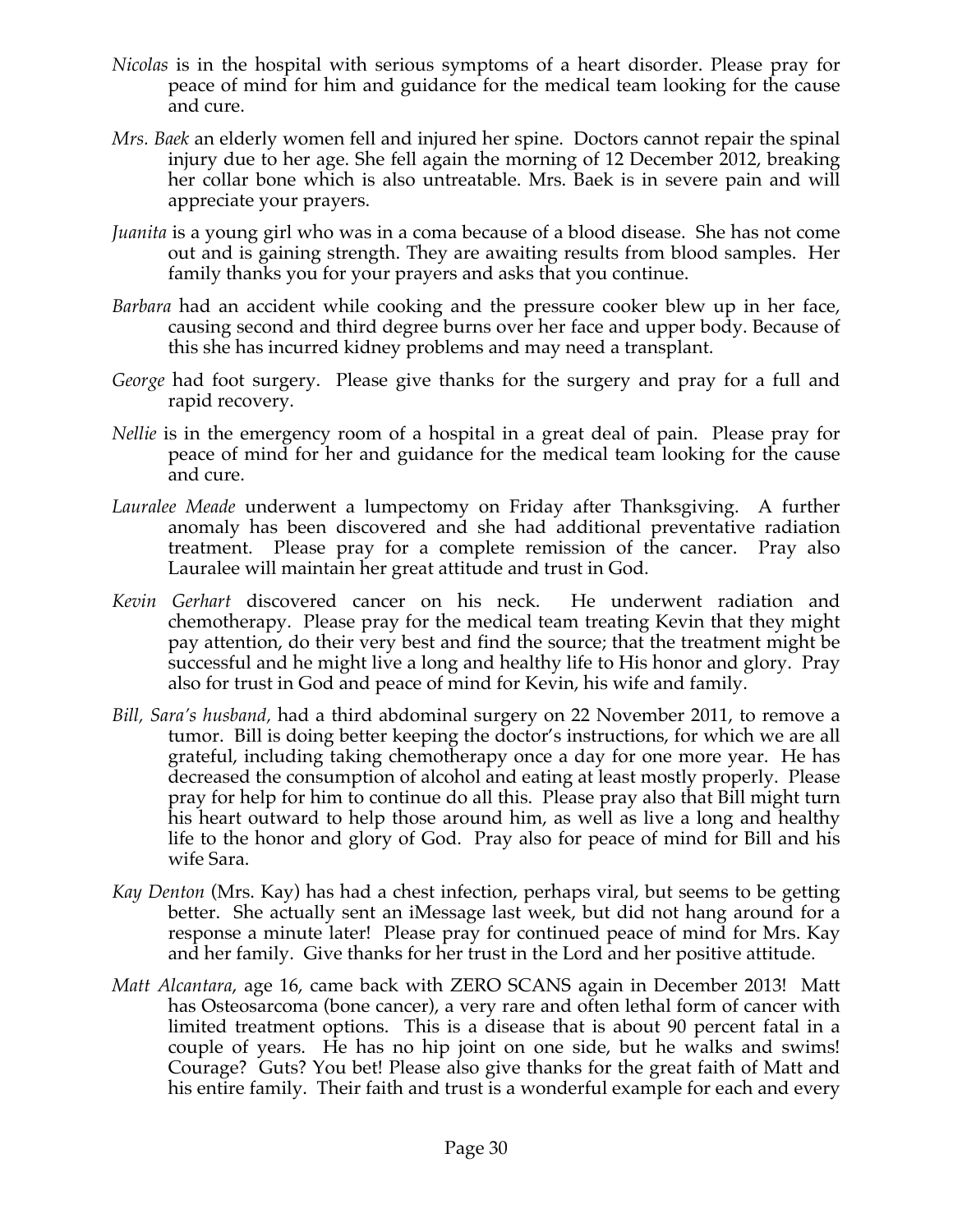*Nicolas* is in the hospital with serious symptoms of a heart disorder. Please pray for peace of mind for him and guidance for the medical team looking for the cause and cure.

*Mrs. Baek* an elderly women fell and injured her spine. Doctors cannot repair the spinal injury due to her age. She fell again the morning of 12 December 2012, breaking her collar bone which is also untreatable. Mrs. Baek is in severe pain and will appreciate your prayers.

*Juanita* is a young girl who was in a coma because of a blood disease. She has not come out and is gaining strength. They are awaiting results from blood samples. Her family thanks you for your prayers and asks that you continue.

*Barbara* had an accident while cooking and the pressure cooker blew up in her face, causing second and third degree burns over her face and upper body. Because of this she has incurred kidney problems and may need a transplant.

*George* had foot surgery. Please give thanks for the surgery and pray for a full and rapid recovery.

*Nellie* is in the emergency room of a hospital in a great deal of pain. Please pray for peace of mind for her and guidance for the medical team looking for the cause and cure.

*Lauralee Meade* underwent a lumpectomy on Friday after Thanksgiving. A further anomaly has been discovered and she had additional preventative radiation treatment. Please pray for a complete remission of the cancer. Pray also Lauralee will maintain her great attitude and trust in God.

*Kevin Gerhart* discovered cancer on his neck. He underwent radiation and chemotherapy. Please pray for the medical team treating Kevin that they might pay attention, do their very best and find the source; that the treatment might be successful and he might live a long and healthy life to His honor and glory. Pray also for trust in God and peace of mind for Kevin, his wife and family.

*Bill, Sara's husband,* had a third abdominal surgery on 22 November 2011, to remove a tumor. Bill is doing better keeping the doctor's instructions, for which we are all grateful, including taking chemotherapy once a day for one more year. He has decreased the consumption of alcohol and eating at least mostly properly. Please pray for help for him to continue do all this. Please pray also that Bill might turn his heart outward to help those around him, as well as live a long and healthy life to the honor and glory of God. Pray also for peace of mind for Bill and his wife Sara.

*Kay Denton* (Mrs. Kay) has had a chest infection, perhaps viral, but seems to be getting better. She actually sent an iMessage last week, but did not hang around for a response a minute later! Please pray for continued peace of mind for Mrs. Kay and her family. Give thanks for her trust in the Lord and her positive attitude.

*Matt Alcantara*, age 16, came back with ZERO SCANS again in December 2013! Matt has Osteosarcoma (bone cancer), a very rare and often lethal form of cancer with limited treatment options. This is a disease that is about 90 percent fatal in a couple of years. He has no hip joint on one side, but he walks and swims! Courage? Guts? You bet! Please also give thanks for the great faith of Matt and his entire family. Their faith and trust is a wonderful example for each and every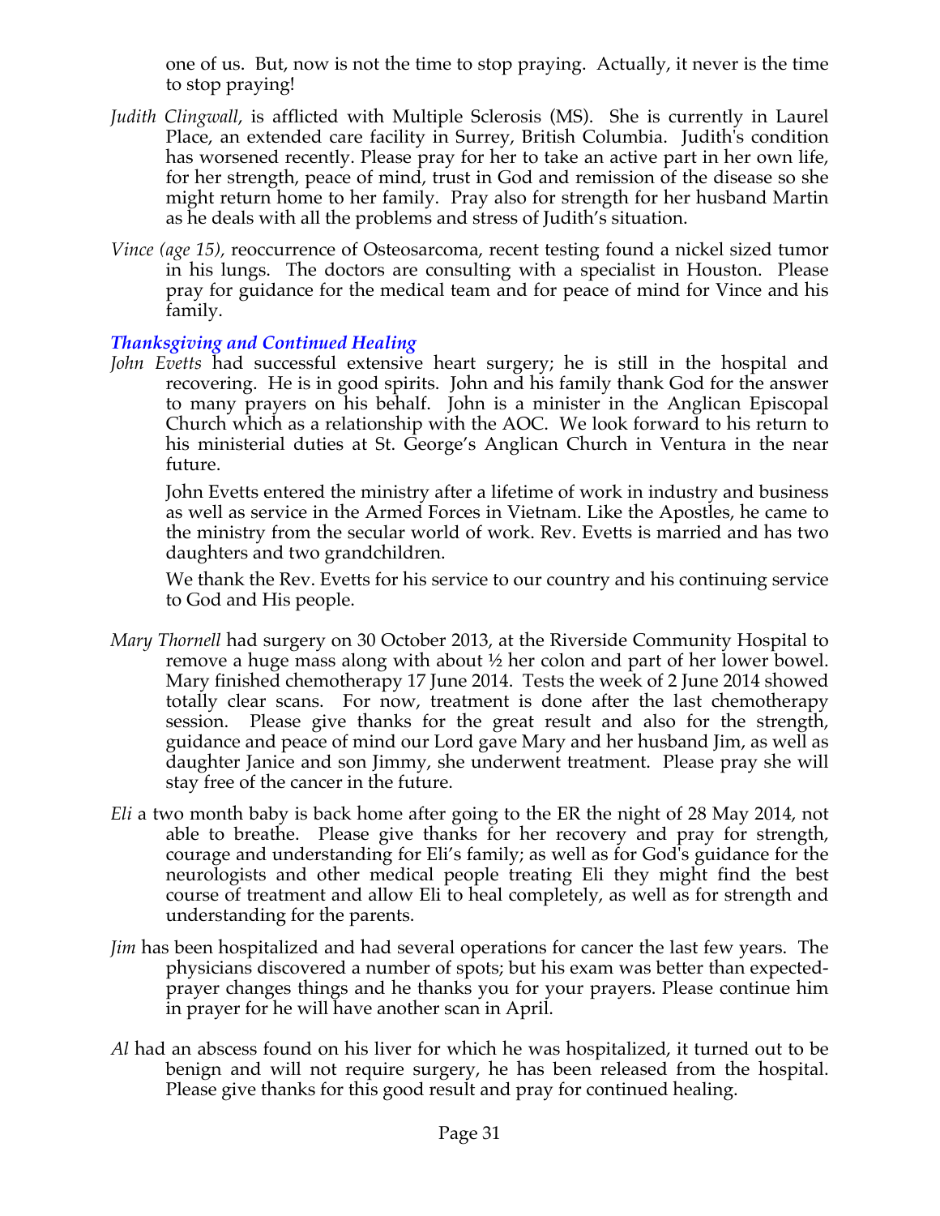one of us. But, now is not the time to stop praying. Actually, it never is the time to stop praying!

*Judith Clingwall*, is afflicted with Multiple Sclerosis (MS). She is currently in Laurel Place, an extended care facility in Surrey, British Columbia. Judith's condition has worsened recently. Please pray for her to take an active part in her own life, for her strength, peace of mind, trust in God and remission of the disease so she might return home to her family. Pray also for strength for her husband Martin as he deals with all the problems and stress of Judith's situation.

*Vince (age 15),* reoccurrence of Osteosarcoma, recent testing found a nickel sized tumor in his lungs. The doctors are consulting with a specialist in Houston. Please pray for guidance for the medical team and for peace of mind for Vince and his family.

### *Thanksgiving and Continued Healing*

*John Evetts* had successful extensive heart surgery; he is still in the hospital and recovering. He is in good spirits. John and his family thank God for the answer to many prayers on his behalf. John is a minister in the Anglican Episcopal Church which as a relationship with the AOC. We look forward to his return to his ministerial duties at St. George's Anglican Church in Ventura in the near future.

John Evetts entered the ministry after a lifetime of work in industry and business as well as service in the Armed Forces in Vietnam. Like the Apostles, he came to the ministry from the secular world of work. Rev. Evetts is married and has two daughters and two grandchildren.

We thank the Rev. Evetts for his service to our country and his continuing service to God and His people.

*Mary Thornell* had surgery on 30 October 2013, at the Riverside Community Hospital to remove a huge mass along with about ½ her colon and part of her lower bowel. Mary finished chemotherapy 17 June 2014. Tests the week of 2 June 2014 showed totally clear scans. For now, treatment is done after the last chemotherapy session. Please give thanks for the great result and also for the strength, guidance and peace of mind our Lord gave Mary and her husband Jim, as well as daughter Janice and son Jimmy, she underwent treatment. Please pray she will stay free of the cancer in the future.

*Eli* a two month baby is back home after going to the ER the night of 28 May 2014, not able to breathe. Please give thanks for her recovery and pray for strength, courage and understanding for Eli's family; as well as for God's guidance for the neurologists and other medical people treating Eli they might find the best course of treatment and allow Eli to heal completely, as well as for strength and understanding for the parents.

*Jim* has been hospitalized and had several operations for cancer the last few years. The physicians discovered a number of spots; but his exam was better than expected-prayer changes things and he thanks you for your prayers. Please continue him in prayer for he will have another scan in April.

*Al* had an abscess found on his liver for which he was hospitalized, it turned out to be benign and will not require surgery, he has been released from the hospital. Please give thanks for this good result and pray for continued healing.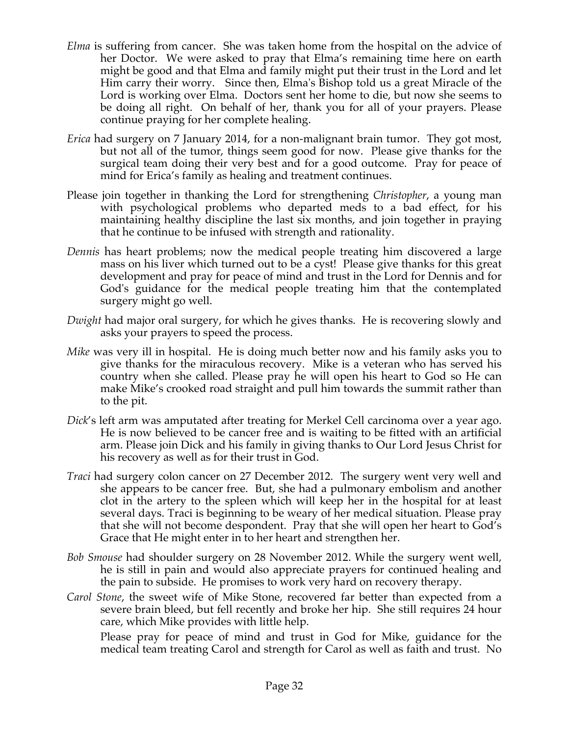*Elma* is suffering from cancer. She was taken home from the hospital on the advice of her Doctor. We were asked to pray that Elma's remaining time here on earth might be good and that Elma and family might put their trust in the Lord and let Him carry their worry. Since then, Elma's Bishop told us a great Miracle of the Lord is working over Elma. Doctors sent her home to die, but now she seems to be doing all right. On behalf of her, thank you for all of your prayers. Please continue praying for her complete healing.

*Erica* had surgery on 7 January 2014, for a non-malignant brain tumor. They got most, but not all of the tumor, things seem good for now. Please give thanks for the surgical team doing their very best and for a good outcome. Pray for peace of mind for Erica's family as healing and treatment continues.

Please join together in thanking the Lord for strengthening *Christopher*, a young man with psychological problems who departed meds to a bad effect, for his maintaining healthy discipline the last six months, and join together in praying that he continue to be infused with strength and rationality.

*Dennis* has heart problems; now the medical people treating him discovered a large mass on his liver which turned out to be a cyst! Please give thanks for this great development and pray for peace of mind and trust in the Lord for Dennis and for God's guidance for the medical people treating him that the contemplated surgery might go well.

*Dwight* had major oral surgery, for which he gives thanks. He is recovering slowly and asks your prayers to speed the process.

*Mike* was very ill in hospital. He is doing much better now and his family asks you to give thanks for the miraculous recovery. Mike is a veteran who has served his country when she called. Please pray he will open his heart to God so He can make Mike's crooked road straight and pull him towards the summit rather than to the pit.

*Dick*'s left arm was amputated after treating for Merkel Cell carcinoma over a year ago. He is now believed to be cancer free and is waiting to be fitted with an artificial arm. Please join Dick and his family in giving thanks to Our Lord Jesus Christ for his recovery as well as for their trust in God.

*Traci* had surgery colon cancer on 27 December 2012. The surgery went very well and she appears to be cancer free. But, she had a pulmonary embolism and another clot in the artery to the spleen which will keep her in the hospital for at least several days. Traci is beginning to be weary of her medical situation. Please pray that she will not become despondent. Pray that she will open her heart to God's Grace that He might enter in to her heart and strengthen her.

*Bob Smouse* had shoulder surgery on 28 November 2012. While the surgery went well, he is still in pain and would also appreciate prayers for continued healing and the pain to subside. He promises to work very hard on recovery therapy.

*Carol Stone*, the sweet wife of Mike Stone, recovered far better than expected from a severe brain bleed, but fell recently and broke her hip. She still requires 24 hour care, which Mike provides with little help.

Please pray for peace of mind and trust in God for Mike, guidance for the medical team treating Carol and strength for Carol as well as faith and trust. No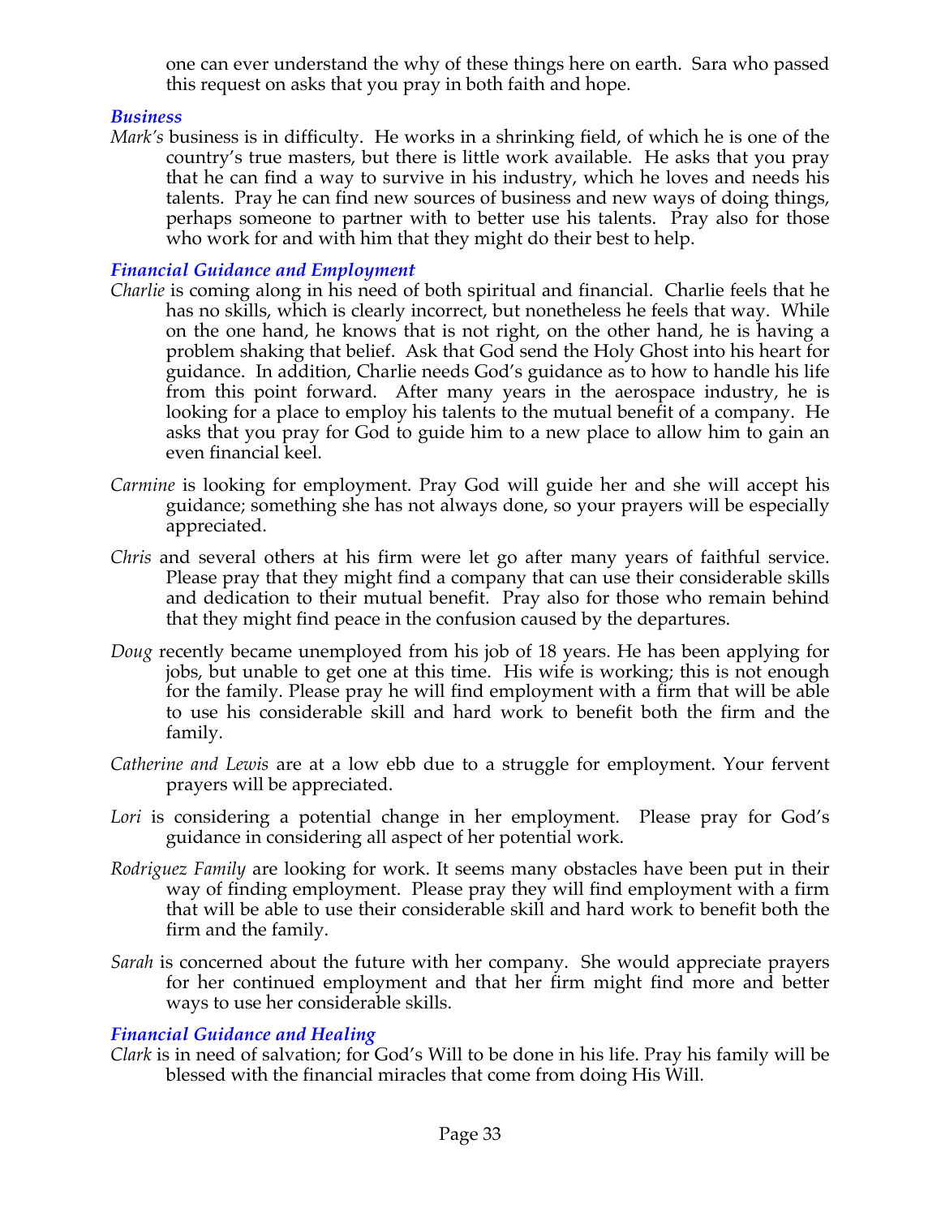one can ever understand the why of these things here on earth. Sara who passed this request on asks that you pray in both faith and hope.

### *Business*

*Mark's* business is in difficulty. He works in a shrinking field, of which he is one of the country's true masters, but there is little work available. He asks that you pray that he can find a way to survive in his industry, which he loves and needs his talents. Pray he can find new sources of business and new ways of doing things, perhaps someone to partner with to better use his talents. Pray also for those who work for and with him that they might do their best to help.

### *Financial Guidance and Employment*

*Charlie* is coming along in his need of both spiritual and financial. Charlie feels that he has no skills, which is clearly incorrect, but nonetheless he feels that way. While on the one hand, he knows that is not right, on the other hand, he is having a problem shaking that belief. Ask that God send the Holy Ghost into his heart for guidance. In addition, Charlie needs God's guidance as to how to handle his life from this point forward. After many years in the aerospace industry, he is looking for a place to employ his talents to the mutual benefit of a company. He asks that you pray for God to guide him to a new place to allow him to gain an even financial keel.

*Carmine* is looking for employment. Pray God will guide her and she will accept his guidance; something she has not always done, so your prayers will be especially appreciated.

*Chris* and several others at his firm were let go after many years of faithful service. Please pray that they might find a company that can use their considerable skills and dedication to their mutual benefit. Pray also for those who remain behind that they might find peace in the confusion caused by the departures.

*Doug* recently became unemployed from his job of 18 years. He has been applying for jobs, but unable to get one at this time. His wife is working; this is not enough for the family. Please pray he will find employment with a firm that will be able to use his considerable skill and hard work to benefit both the firm and the family.

*Catherine and Lewis* are at a low ebb due to a struggle for employment. Your fervent prayers will be appreciated.

*Lori* is considering a potential change in her employment. Please pray for God's guidance in considering all aspect of her potential work.

*Rodriguez Family* are looking for work. It seems many obstacles have been put in their way of finding employment. Please pray they will find employment with a firm that will be able to use their considerable skill and hard work to benefit both the firm and the family.

*Sarah* is concerned about the future with her company. She would appreciate prayers for her continued employment and that her firm might find more and better ways to use her considerable skills.

### *Financial Guidance and Healing*

*Clark* is in need of salvation; for God's Will to be done in his life. Pray his family will be blessed with the financial miracles that come from doing His Will.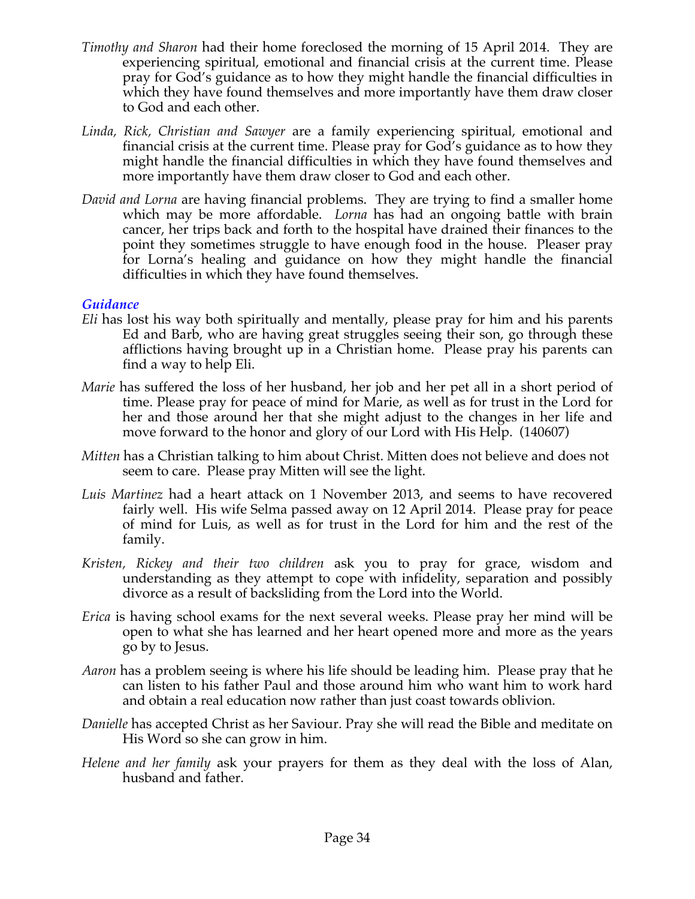*Timothy and Sharon* had their home foreclosed the morning of 15 April 2014. They are experiencing spiritual, emotional and financial crisis at the current time. Please pray for God's guidance as to how they might handle the financial difficulties in which they have found themselves and more importantly have them draw closer to God and each other.

*Linda, Rick, Christian and Sawyer* are a family experiencing spiritual, emotional and financial crisis at the current time. Please pray for God's guidance as to how they might handle the financial difficulties in which they have found themselves and more importantly have them draw closer to God and each other.

*David and Lorna* are having financial problems. They are trying to find a smaller home which may be more affordable. *Lorna* has had an ongoing battle with brain cancer, her trips back and forth to the hospital have drained their finances to the point they sometimes struggle to have enough food in the house. Pleaser pray for Lorna's healing and guidance on how they might handle the financial difficulties in which they have found themselves.

### *Guidance*

*Eli* has lost his way both spiritually and mentally, please pray for him and his parents Ed and Barb, who are having great struggles seeing their son, go through these afflictions having brought up in a Christian home. Please pray his parents can find a way to help Eli.

*Marie* has suffered the loss of her husband, her job and her pet all in a short period of time. Please pray for peace of mind for Marie, as well as for trust in the Lord for her and those around her that she might adjust to the changes in her life and move forward to the honor and glory of our Lord with His Help. (140607)

*Mitten* has a Christian talking to him about Christ. Mitten does not believe and does not seem to care. Please pray Mitten will see the light.

*Luis Martinez* had a heart attack on 1 November 2013, and seems to have recovered fairly well. His wife Selma passed away on 12 April 2014. Please pray for peace of mind for Luis, as well as for trust in the Lord for him and the rest of the family.

*Kristen, Rickey and their two children* ask you to pray for grace, wisdom and understanding as they attempt to cope with infidelity, separation and possibly divorce as a result of backsliding from the Lord into the World.

*Erica* is having school exams for the next several weeks. Please pray her mind will be open to what she has learned and her heart opened more and more as the years go by to Jesus.

*Aaron* has a problem seeing is where his life should be leading him. Please pray that he can listen to his father Paul and those around him who want him to work hard and obtain a real education now rather than just coast towards oblivion.

*Danielle* has accepted Christ as her Saviour. Pray she will read the Bible and meditate on His Word so she can grow in him.

*Helene and her family* ask your prayers for them as they deal with the loss of Alan, husband and father.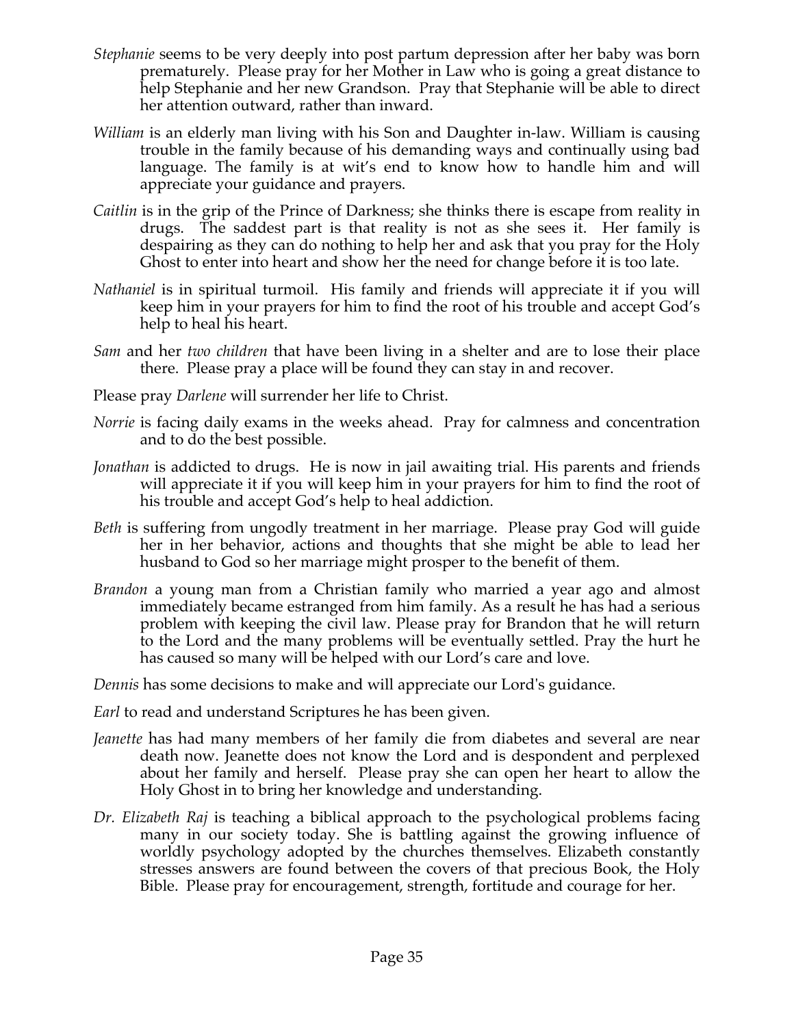*Stephanie* seems to be very deeply into post partum depression after her baby was born prematurely. Please pray for her Mother in Law who is going a great distance to help Stephanie and her new Grandson. Pray that Stephanie will be able to direct her attention outward, rather than inward.

*William* is an elderly man living with his Son and Daughter in-law. William is causing trouble in the family because of his demanding ways and continually using bad language. The family is at wit's end to know how to handle him and will appreciate your guidance and prayers.

*Caitlin* is in the grip of the Prince of Darkness; she thinks there is escape from reality in drugs. The saddest part is that reality is not as she sees it. Her family is despairing as they can do nothing to help her and ask that you pray for the Holy Ghost to enter into heart and show her the need for change before it is too late.

*Nathaniel* is in spiritual turmoil. His family and friends will appreciate it if you will keep him in your prayers for him to find the root of his trouble and accept God's help to heal his heart.

*Sam* and her *two children* that have been living in a shelter and are to lose their place there. Please pray a place will be found they can stay in and recover.

Please pray *Darlene* will surrender her life to Christ.

*Norrie* is facing daily exams in the weeks ahead. Pray for calmness and concentration and to do the best possible.

*Jonathan* is addicted to drugs. He is now in jail awaiting trial. His parents and friends will appreciate it if you will keep him in your prayers for him to find the root of his trouble and accept God's help to heal addiction.

*Beth* is suffering from ungodly treatment in her marriage. Please pray God will guide her in her behavior, actions and thoughts that she might be able to lead her husband to God so her marriage might prosper to the benefit of them.

*Brandon* a young man from a Christian family who married a year ago and almost immediately became estranged from him family. As a result he has had a serious problem with keeping the civil law. Please pray for Brandon that he will return to the Lord and the many problems will be eventually settled. Pray the hurt he has caused so many will be helped with our Lord's care and love.

*Dennis* has some decisions to make and will appreciate our Lord's guidance.

*Earl* to read and understand Scriptures he has been given.

*Jeanette* has had many members of her family die from diabetes and several are near death now. Jeanette does not know the Lord and is despondent and perplexed about her family and herself. Please pray she can open her heart to allow the Holy Ghost in to bring her knowledge and understanding.

*Dr. Elizabeth Raj* is teaching a biblical approach to the psychological problems facing many in our society today. She is battling against the growing influence of worldly psychology adopted by the churches themselves. Elizabeth constantly stresses answers are found between the covers of that precious Book, the Holy Bible. Please pray for encouragement, strength, fortitude and courage for her.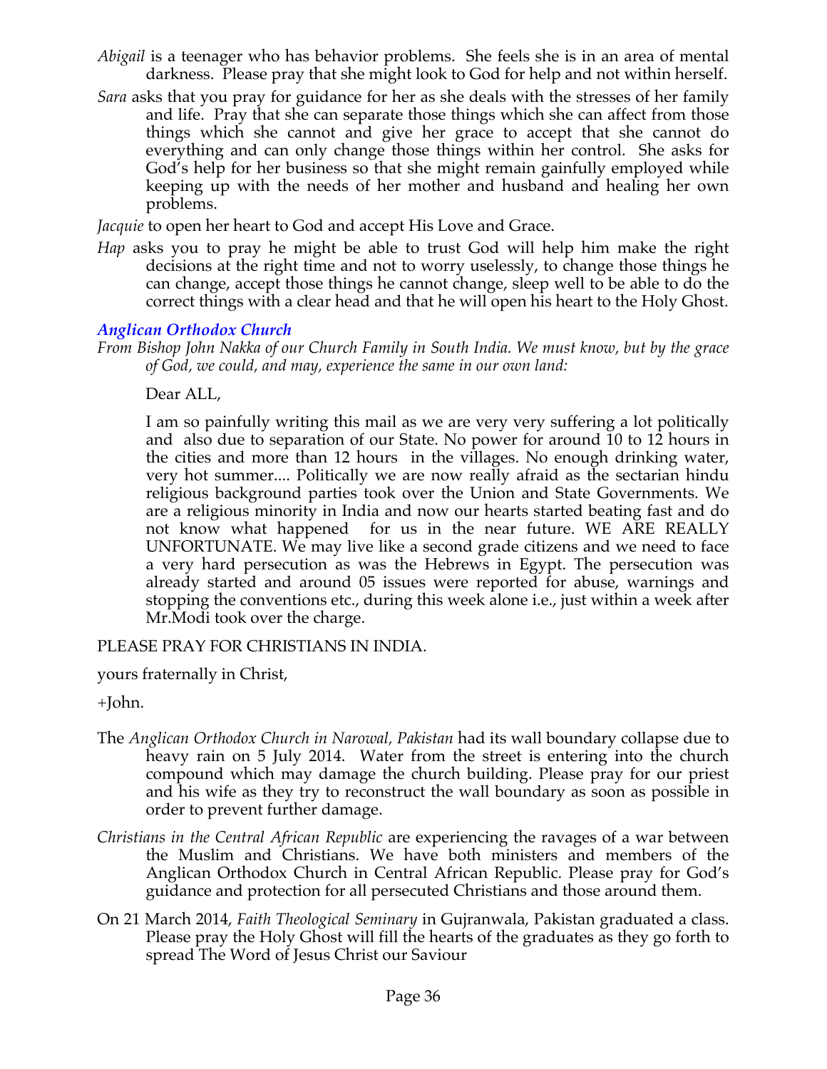*Abigail* is a teenager who has behavior problems. She feels she is in an area of mental darkness. Please pray that she might look to God for help and not within herself.

*Sara* asks that you pray for guidance for her as she deals with the stresses of her family and life. Pray that she can separate those things which she can affect from those things which she cannot and give her grace to accept that she cannot do everything and can only change those things within her control. She asks for God's help for her business so that she might remain gainfully employed while keeping up with the needs of her mother and husband and healing her own problems.

*Jacquie* to open her heart to God and accept His Love and Grace.

*Hap* asks you to pray he might be able to trust God will help him make the right decisions at the right time and not to worry uselessly, to change those things he can change, accept those things he cannot change, sleep well to be able to do the correct things with a clear head and that he will open his heart to the Holy Ghost.

### *Anglican Orthodox Church*

*From Bishop John Nakka of our Church Family in South India. We must know, but by the grace of God, we could, and may, experience the same in our own land:*

> Dear ALL,
>
> I am so painfully writing this mail as we are very very suffering a lot politically and also due to separation of our State. No power for around 10 to 12 hours in the cities and more than 12 hours in the villages. No enough drinking water, very hot summer.... Politically we are now really afraid as the sectarian hindu religious background parties took over the Union and State Governments. We are a religious minority in India and now our hearts started beating fast and do not know what happened for us in the near future. WE ARE REALLY UNFORTUNATE. We may live like a second grade citizens and we need to face a very hard persecution as was the Hebrews in Egypt. The persecution was already started and around 05 issues were reported for abuse, warnings and stopping the conventions etc., during this week alone i.e., just within a week after Mr.Modi took over the charge.

PLEASE PRAY FOR CHRISTIANS IN INDIA.

yours fraternally in Christ,

+John.

The *Anglican Orthodox Church in Narowal, Pakistan* had its wall boundary collapse due to heavy rain on 5 July 2014. Water from the street is entering into the church compound which may damage the church building. Please pray for our priest and his wife as they try to reconstruct the wall boundary as soon as possible in order to prevent further damage.

*Christians in the Central African Republic* are experiencing the ravages of a war between the Muslim and Christians. We have both ministers and members of the Anglican Orthodox Church in Central African Republic. Please pray for God's guidance and protection for all persecuted Christians and those around them.

On 21 March 2014, *Faith Theological Seminary* in Gujranwala, Pakistan graduated a class. Please pray the Holy Ghost will fill the hearts of the graduates as they go forth to spread The Word of Jesus Christ our Saviour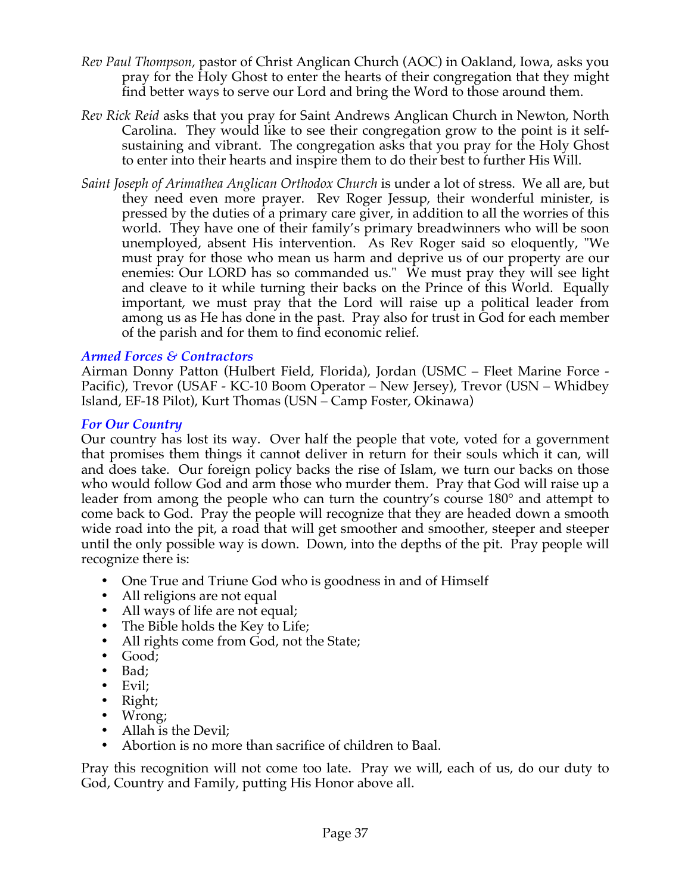*Rev Paul Thompson,* pastor of Christ Anglican Church (AOC) in Oakland, Iowa, asks you pray for the Holy Ghost to enter the hearts of their congregation that they might find better ways to serve our Lord and bring the Word to those around them.

*Rev Rick Reid* asks that you pray for Saint Andrews Anglican Church in Newton, North Carolina. They would like to see their congregation grow to the point is it self-sustaining and vibrant. The congregation asks that you pray for the Holy Ghost to enter into their hearts and inspire them to do their best to further His Will.

*Saint Joseph of Arimathea Anglican Orthodox Church* is under a lot of stress. We all are, but they need even more prayer. Rev Roger Jessup, their wonderful minister, is pressed by the duties of a primary care giver, in addition to all the worries of this world. They have one of their family's primary breadwinners who will be soon unemployed, absent His intervention. As Rev Roger said so eloquently, "We must pray for those who mean us harm and deprive us of our property are our enemies: Our LORD has so commanded us." We must pray they will see light and cleave to it while turning their backs on the Prince of this World. Equally important, we must pray that the Lord will raise up a political leader from among us as He has done in the past. Pray also for trust in God for each member of the parish and for them to find economic relief.

### *Armed Forces & Contractors*

Airman Donny Patton (Hulbert Field, Florida), Jordan (USMC – Fleet Marine Force - Pacific), Trevor (USAF - KC-10 Boom Operator – New Jersey), Trevor (USN – Whidbey Island, EF-18 Pilot), Kurt Thomas (USN – Camp Foster, Okinawa)

### *For Our Country*

Our country has lost its way. Over half the people that vote, voted for a government that promises them things it cannot deliver in return for their souls which it can, will and does take. Our foreign policy backs the rise of Islam, we turn our backs on those who would follow God and arm those who murder them. Pray that God will raise up a leader from among the people who can turn the country's course 180° and attempt to come back to God. Pray the people will recognize that they are headed down a smooth wide road into the pit, a road that will get smoother and smoother, steeper and steeper until the only possible way is down. Down, into the depths of the pit. Pray people will recognize there is:

- One True and Triune God who is goodness in and of Himself
- All religions are not equal
- All ways of life are not equal;
- The Bible holds the Key to Life;
- All rights come from God, not the State;
- Good;
- Bad;
- Evil;
- Right;
- Wrong;
- Allah is the Devil;
- Abortion is no more than sacrifice of children to Baal.

Pray this recognition will not come too late. Pray we will, each of us, do our duty to God, Country and Family, putting His Honor above all.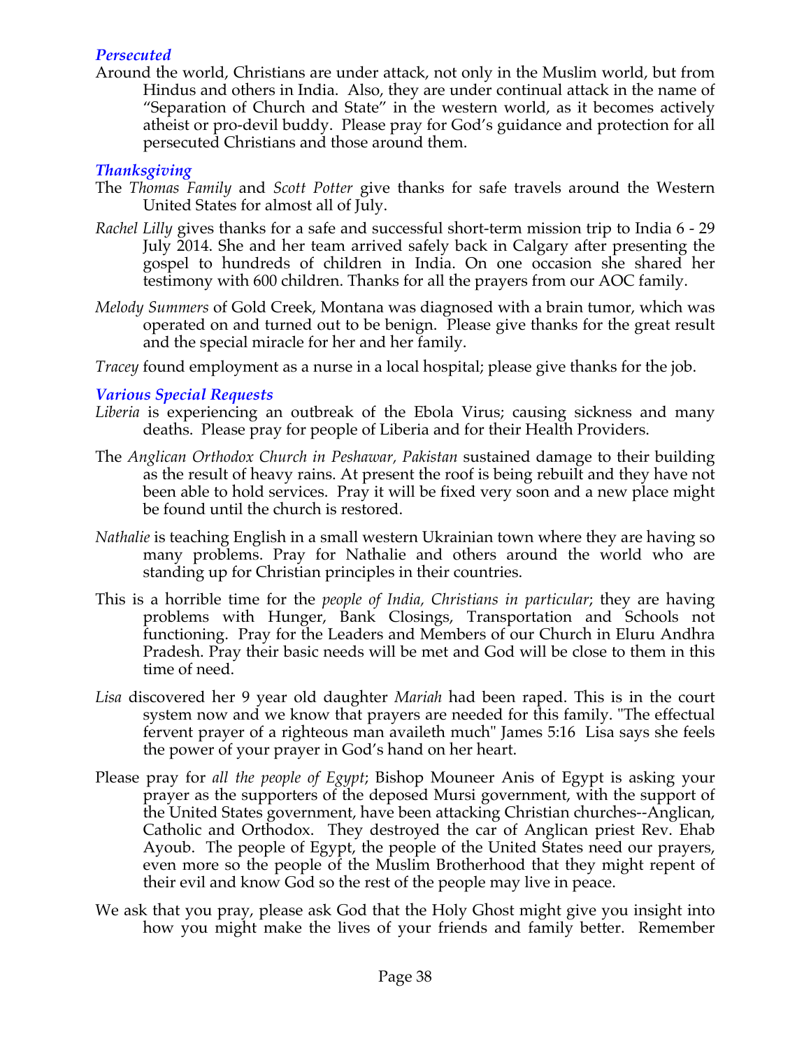### *Persecuted*

Around the world, Christians are under attack, not only in the Muslim world, but from Hindus and others in India. Also, they are under continual attack in the name of "Separation of Church and State" in the western world, as it becomes actively atheist or pro-devil buddy. Please pray for God's guidance and protection for all persecuted Christians and those around them.

### *Thanksgiving*

The *Thomas Family* and *Scott Potter* give thanks for safe travels around the Western United States for almost all of July.

*Rachel Lilly* gives thanks for a safe and successful short-term mission trip to India 6 - 29 July 2014. She and her team arrived safely back in Calgary after presenting the gospel to hundreds of children in India. On one occasion she shared her testimony with 600 children. Thanks for all the prayers from our AOC family.

*Melody Summers* of Gold Creek, Montana was diagnosed with a brain tumor, which was operated on and turned out to be benign. Please give thanks for the great result and the special miracle for her and her family.

*Tracey* found employment as a nurse in a local hospital; please give thanks for the job.

### *Various Special Requests*

*Liberia* is experiencing an outbreak of the Ebola Virus; causing sickness and many deaths. Please pray for people of Liberia and for their Health Providers.

The *Anglican Orthodox Church in Peshawar, Pakistan* sustained damage to their building as the result of heavy rains. At present the roof is being rebuilt and they have not been able to hold services. Pray it will be fixed very soon and a new place might be found until the church is restored.

*Nathalie* is teaching English in a small western Ukrainian town where they are having so many problems. Pray for Nathalie and others around the world who are standing up for Christian principles in their countries.

This is a horrible time for the *people of India, Christians in particular*; they are having problems with Hunger, Bank Closings, Transportation and Schools not functioning. Pray for the Leaders and Members of our Church in Eluru Andhra Pradesh. Pray their basic needs will be met and God will be close to them in this time of need.

*Lisa* discovered her 9 year old daughter *Mariah* had been raped. This is in the court system now and we know that prayers are needed for this family. "The effectual fervent prayer of a righteous man availeth much" James 5:16 Lisa says she feels the power of your prayer in God's hand on her heart.

Please pray for *all the people of Egypt*; Bishop Mouneer Anis of Egypt is asking your prayer as the supporters of the deposed Mursi government, with the support of the United States government, have been attacking Christian churches--Anglican, Catholic and Orthodox. They destroyed the car of Anglican priest Rev. Ehab Ayoub. The people of Egypt, the people of the United States need our prayers, even more so the people of the Muslim Brotherhood that they might repent of their evil and know God so the rest of the people may live in peace.

We ask that you pray, please ask God that the Holy Ghost might give you insight into how you might make the lives of your friends and family better. Remember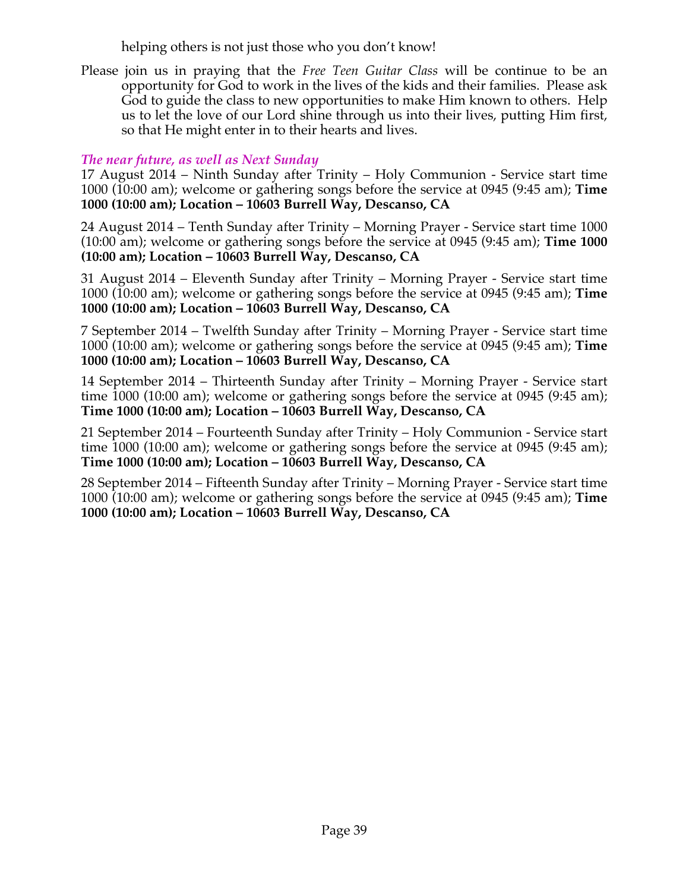helping others is not just those who you don't know!

Please join us in praying that the *Free Teen Guitar Class* will be continue to be an opportunity for God to work in the lives of the kids and their families. Please ask God to guide the class to new opportunities to make Him known to others. Help us to let the love of our Lord shine through us into their lives, putting Him first, so that He might enter in to their hearts and lives.

### *The near future, as well as Next Sunday*

17 August 2014 – Ninth Sunday after Trinity – Holy Communion - Service start time 1000 (10:00 am); welcome or gathering songs before the service at 0945 (9:45 am); **Time 1000 (10:00 am); Location – 10603 Burrell Way, Descanso, CA**

24 August 2014 – Tenth Sunday after Trinity – Morning Prayer - Service start time 1000 (10:00 am); welcome or gathering songs before the service at 0945 (9:45 am); **Time 1000 (10:00 am); Location – 10603 Burrell Way, Descanso, CA**

31 August 2014 – Eleventh Sunday after Trinity – Morning Prayer - Service start time 1000 (10:00 am); welcome or gathering songs before the service at 0945 (9:45 am); **Time 1000 (10:00 am); Location – 10603 Burrell Way, Descanso, CA**

7 September 2014 – Twelfth Sunday after Trinity – Morning Prayer - Service start time 1000 (10:00 am); welcome or gathering songs before the service at 0945 (9:45 am); **Time 1000 (10:00 am); Location – 10603 Burrell Way, Descanso, CA**

14 September 2014 – Thirteenth Sunday after Trinity – Morning Prayer - Service start time 1000 (10:00 am); welcome or gathering songs before the service at 0945 (9:45 am); **Time 1000 (10:00 am); Location – 10603 Burrell Way, Descanso, CA**

21 September 2014 – Fourteenth Sunday after Trinity – Holy Communion - Service start time 1000 (10:00 am); welcome or gathering songs before the service at 0945 (9:45 am); **Time 1000 (10:00 am); Location – 10603 Burrell Way, Descanso, CA**

28 September 2014 – Fifteenth Sunday after Trinity – Morning Prayer - Service start time 1000 (10:00 am); welcome or gathering songs before the service at 0945 (9:45 am); **Time 1000 (10:00 am); Location – 10603 Burrell Way, Descanso, CA**